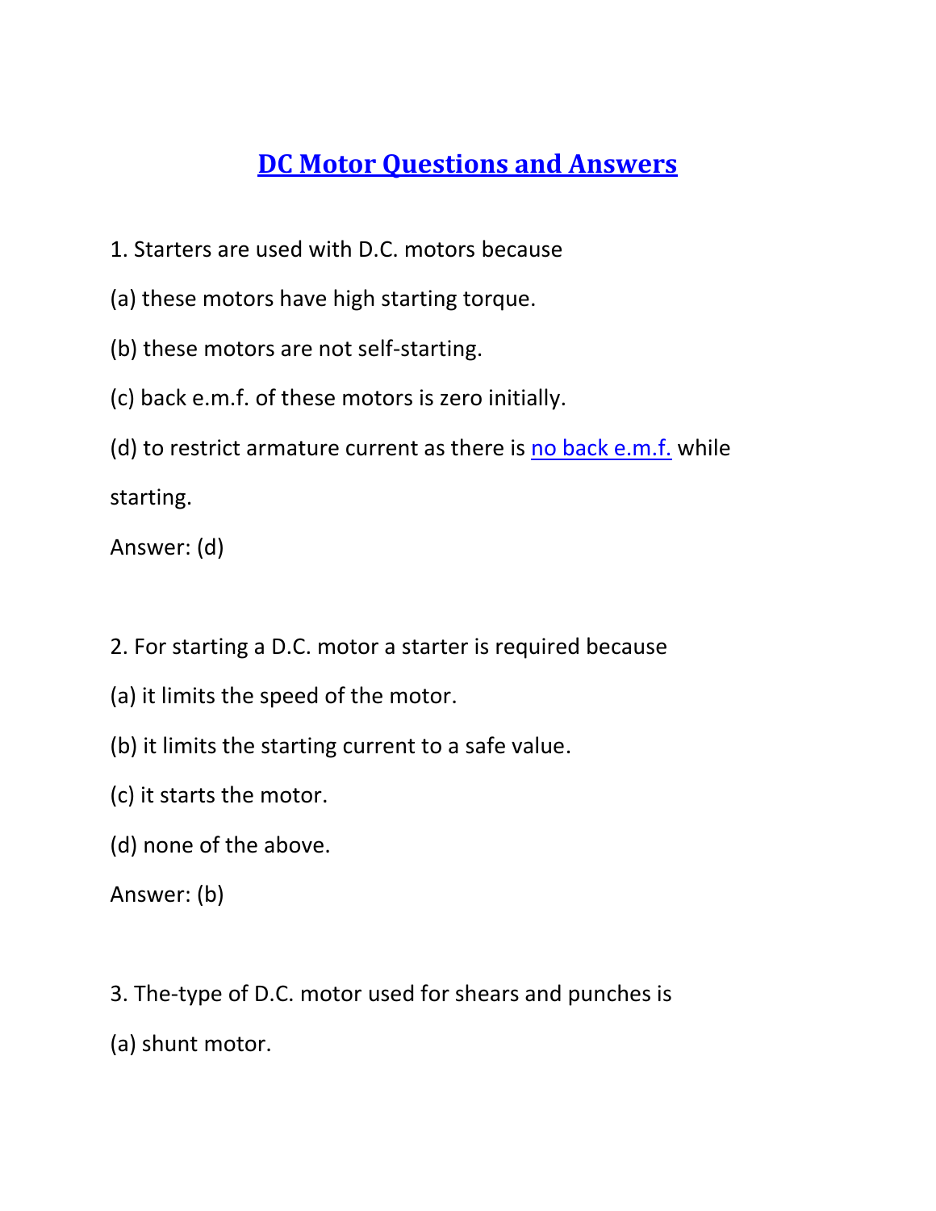# DC Motor Questions and Answers

1. Starters are used with D.C. motors because

(a) these motors have high starting torque.

(b) these motors are not self-starting.

(c) back e.m.f. of these motors is zero initially.

(d) to restrict armature current as there is no back e.m.f. while starting.

Answer: (d)

2. For starting a D.C. motor a starter is required because

(a) it limits the speed of the motor.

(b) it limits the starting current to a safe value.

(c) it starts the motor.

(d) none of the above.

Answer: (b)

3. The-type of D.C. motor used for shears and punches is

(a) shunt motor.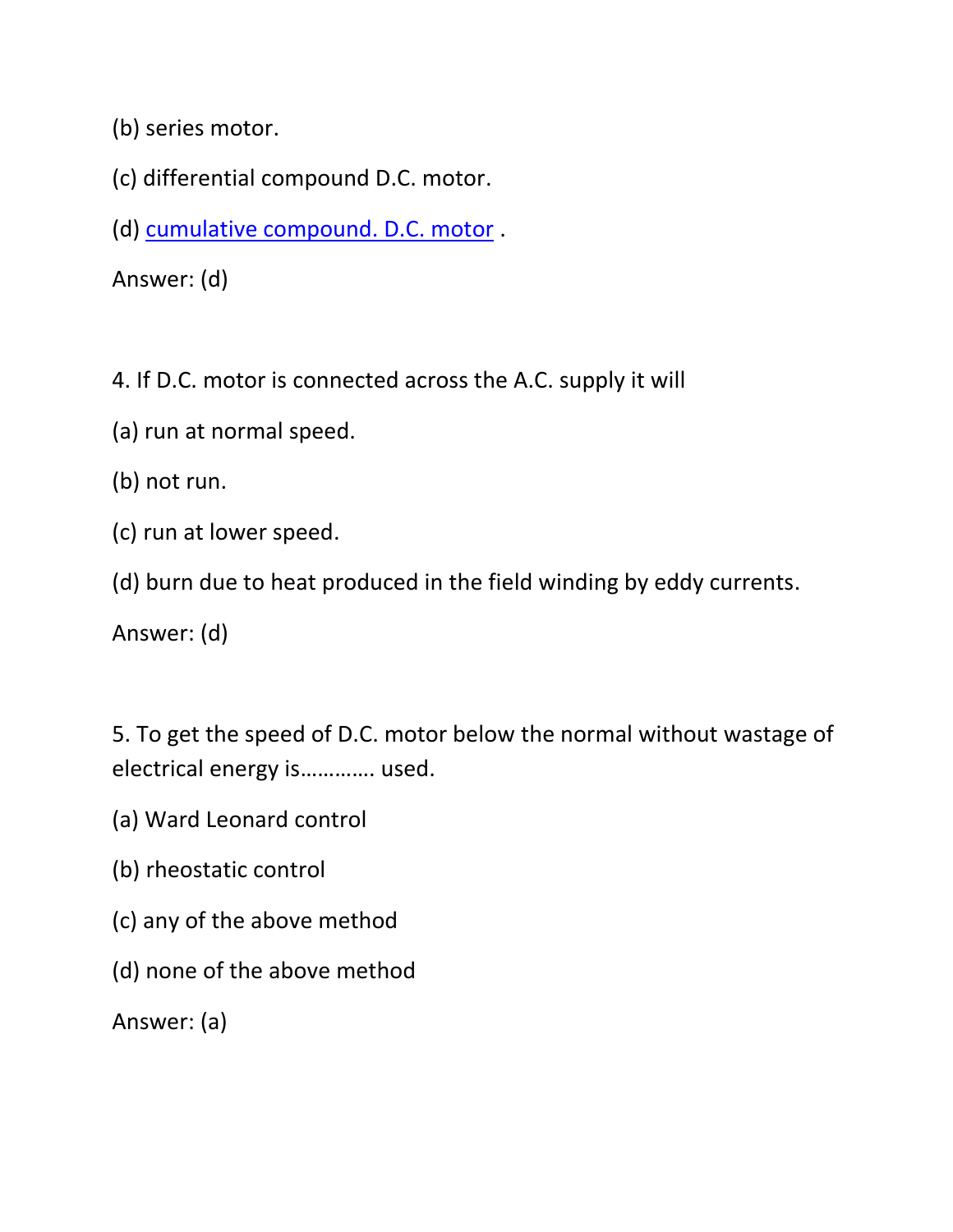(b) series motor.

(c) differential compound D.C. motor.

(d) cumulative compound. D.C. motor .

Answer: (d)

4. If D.C. motor is connected across the A.C. supply it will

(a) run at normal speed.

(b) not run.

(c) run at lower speed.

(d) burn due to heat produced in the field winding by eddy currents.

Answer: (d)

5. To get the speed of D.C. motor below the normal without wastage of electrical energy is………… used.

(a) Ward Leonard control

(b) rheostatic control

(c) any of the above method

(d) none of the above method

Answer: (a)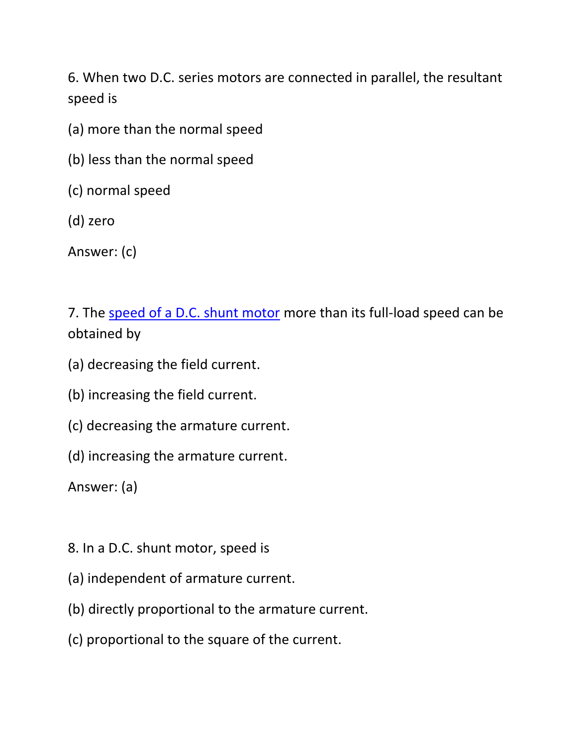6. When two D.C. series motors are connected in parallel, the resultant speed is

(a) more than the normal speed

(b) less than the normal speed

(c) normal speed

(d) zero

Answer: (c)

7. The [speed of a D.C. shunt motor]() more than its full-load speed can be obtained by

(a) decreasing the field current.

(b) increasing the field current.

(c) decreasing the armature current.

(d) increasing the armature current.

Answer: (a)

8. In a D.C. shunt motor, speed is

(a) independent of armature current.

(b) directly proportional to the armature current.

(c) proportional to the square of the current.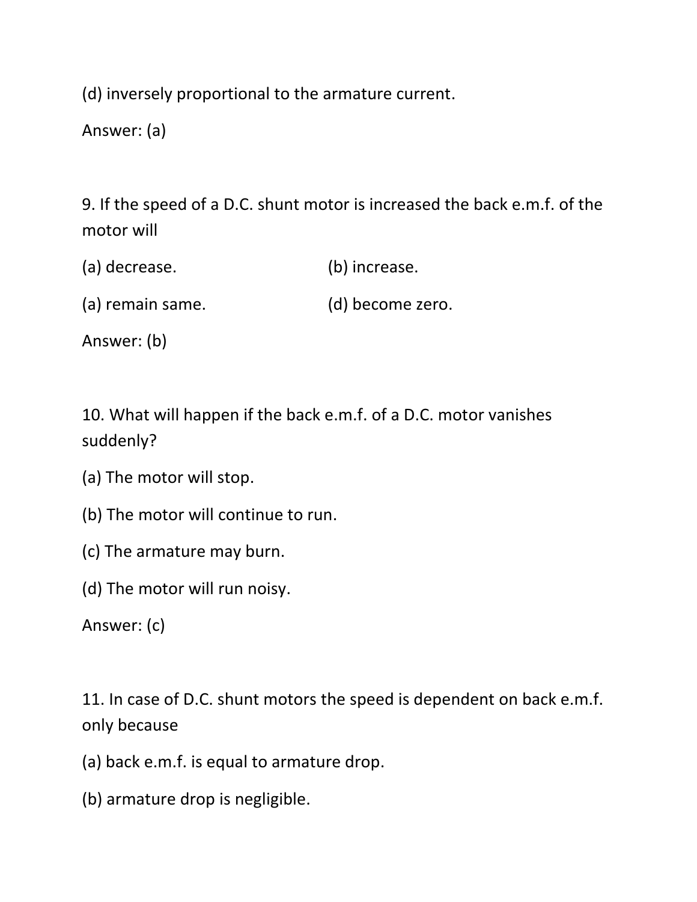(d) inversely proportional to the armature current.

Answer: (a)

9. If the speed of a D.C. shunt motor is increased the back e.m.f. of the motor will

(a) decrease.

(b) increase.

(a) remain same.

(d) become zero.

Answer: (b)

10. What will happen if the back e.m.f. of a D.C. motor vanishes suddenly?

(a) The motor will stop.

(b) The motor will continue to run.

(c) The armature may burn.

(d) The motor will run noisy.

Answer: (c)

11. In case of D.C. shunt motors the speed is dependent on back e.m.f. only because

(a) back e.m.f. is equal to armature drop.

(b) armature drop is negligible.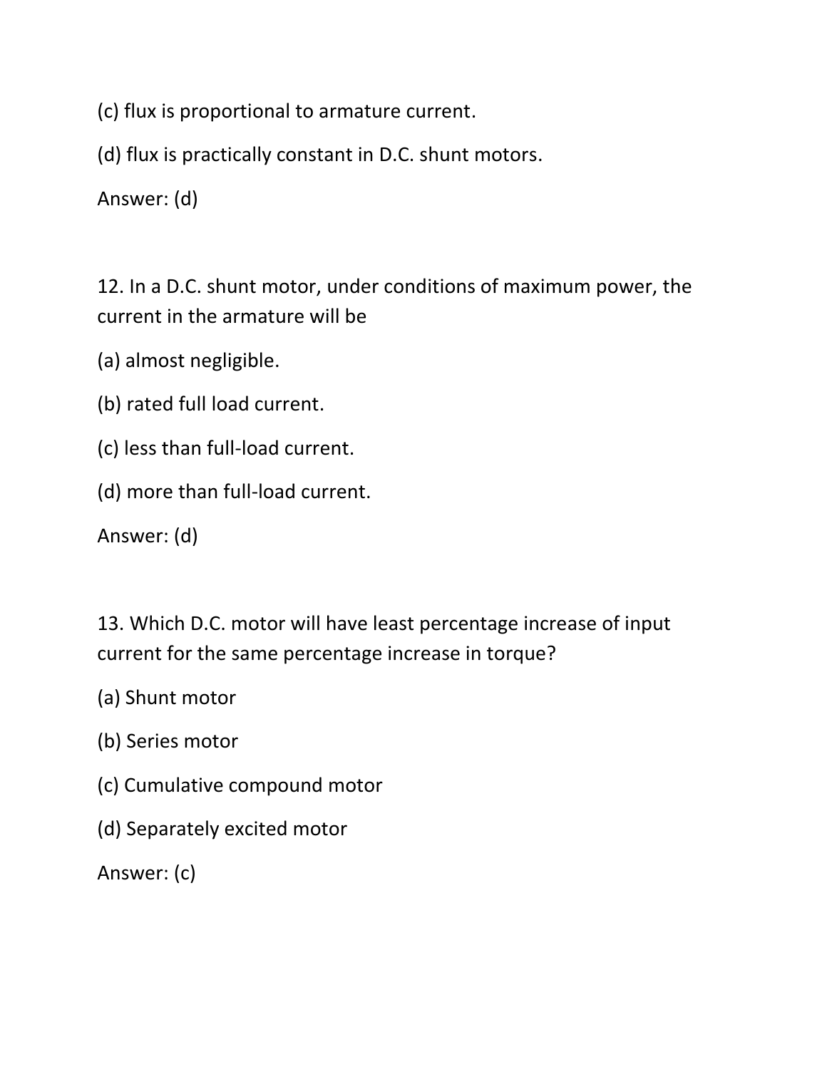(c) flux is proportional to armature current.

(d) flux is practically constant in D.C. shunt motors.

Answer: (d)

12. In a D.C. shunt motor, under conditions of maximum power, the current in the armature will be

(a) almost negligible.

(b) rated full load current.

(c) less than full-load current.

(d) more than full-load current.

Answer: (d)

13. Which D.C. motor will have least percentage increase of input current for the same percentage increase in torque?

(a) Shunt motor

(b) Series motor

(c) Cumulative compound motor

(d) Separately excited motor

Answer: (c)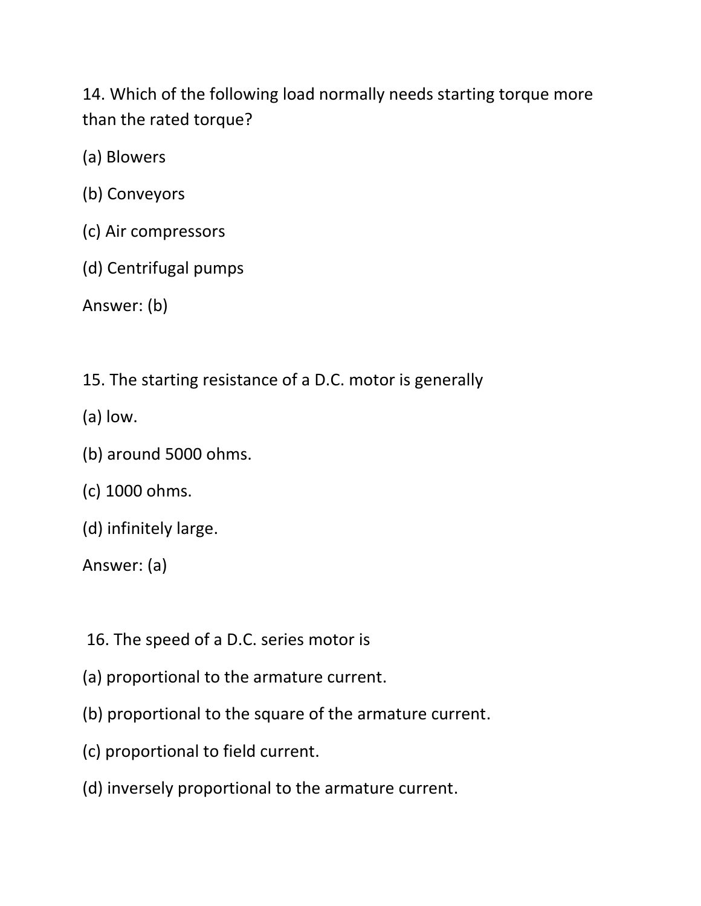14. Which of the following load normally needs starting torque more than the rated torque?

(a) Blowers

(b) Conveyors

(c) Air compressors

(d) Centrifugal pumps

Answer: (b)

15. The starting resistance of a D.C. motor is generally

(a) low.

(b) around 5000 ohms.

(c) 1000 ohms.

(d) infinitely large.

Answer: (a)

16. The speed of a D.C. series motor is

(a) proportional to the armature current.

(b) proportional to the square of the armature current.

(c) proportional to field current.

(d) inversely proportional to the armature current.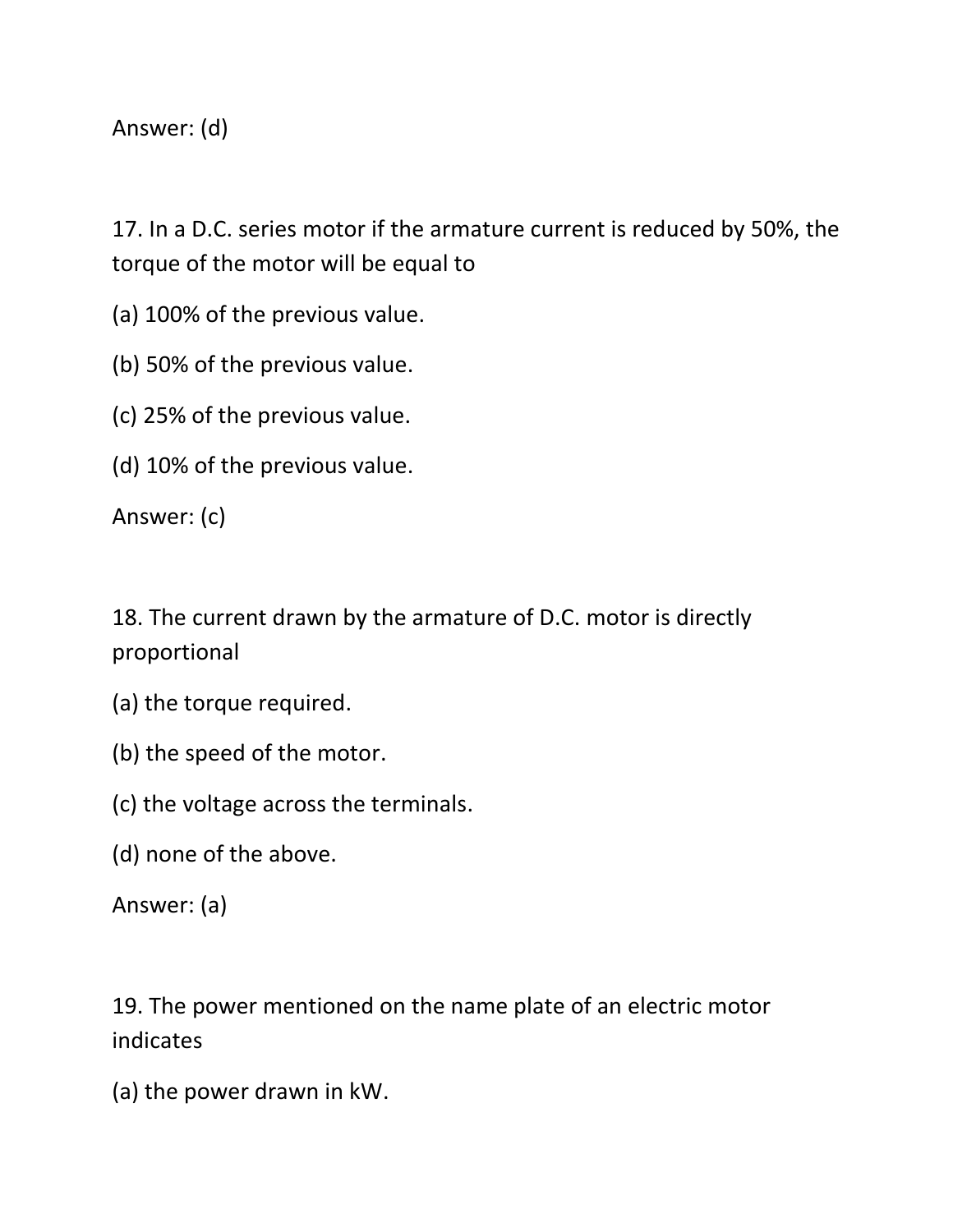Answer: (d)

17. In a D.C. series motor if the armature current is reduced by 50%, the torque of the motor will be equal to

(a) 100% of the previous value.

(b) 50% of the previous value.

(c) 25% of the previous value.

(d) 10% of the previous value.

Answer: (c)

18. The current drawn by the armature of D.C. motor is directly proportional

(a) the torque required.

(b) the speed of the motor.

(c) the voltage across the terminals.

(d) none of the above.

Answer: (a)

19. The power mentioned on the name plate of an electric motor indicates

(a) the power drawn in kW.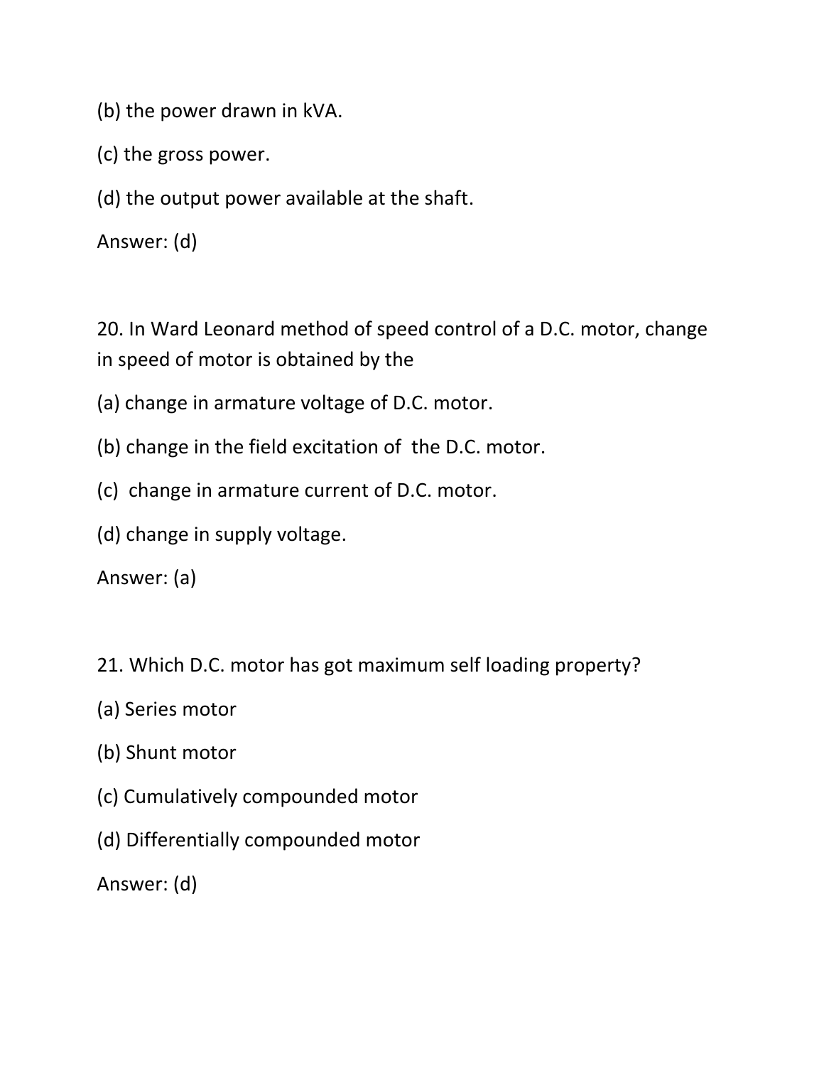(b) the power drawn in kVA.

(c) the gross power.

(d) the output power available at the shaft.

Answer: (d)

20. In Ward Leonard method of speed control of a D.C. motor, change in speed of motor is obtained by the

(a) change in armature voltage of D.C. motor.

(b) change in the field excitation of the D.C. motor.

(c) change in armature current of D.C. motor.

(d) change in supply voltage.

Answer: (a)

21. Which D.C. motor has got maximum self loading property?

(a) Series motor

(b) Shunt motor

(c) Cumulatively compounded motor

(d) Differentially compounded motor

Answer: (d)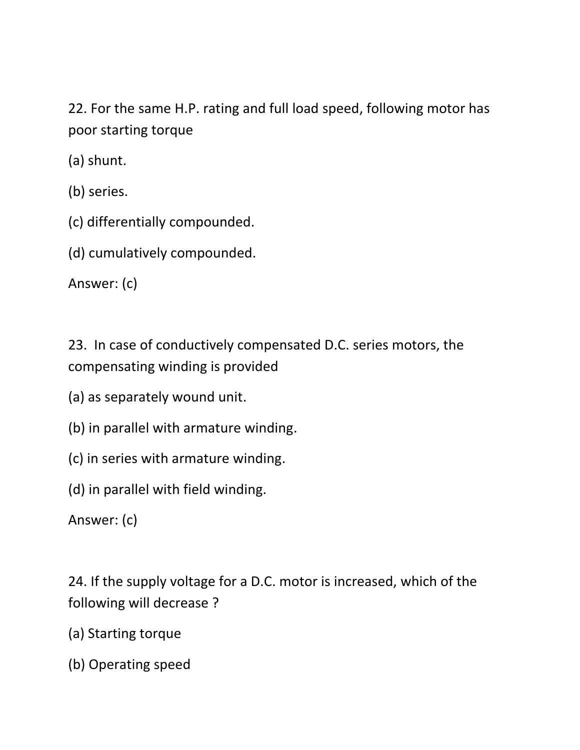22. For the same H.P. rating and full load speed, following motor has poor starting torque

(a) shunt.

(b) series.

(c) differentially compounded.

(d) cumulatively compounded.

Answer: (c)

23. In case of conductively compensated D.C. series motors, the compensating winding is provided

(a) as separately wound unit.

(b) in parallel with armature winding.

(c) in series with armature winding.

(d) in parallel with field winding.

Answer: (c)

24. If the supply voltage for a D.C. motor is increased, which of the following will decrease ?

(a) Starting torque

(b) Operating speed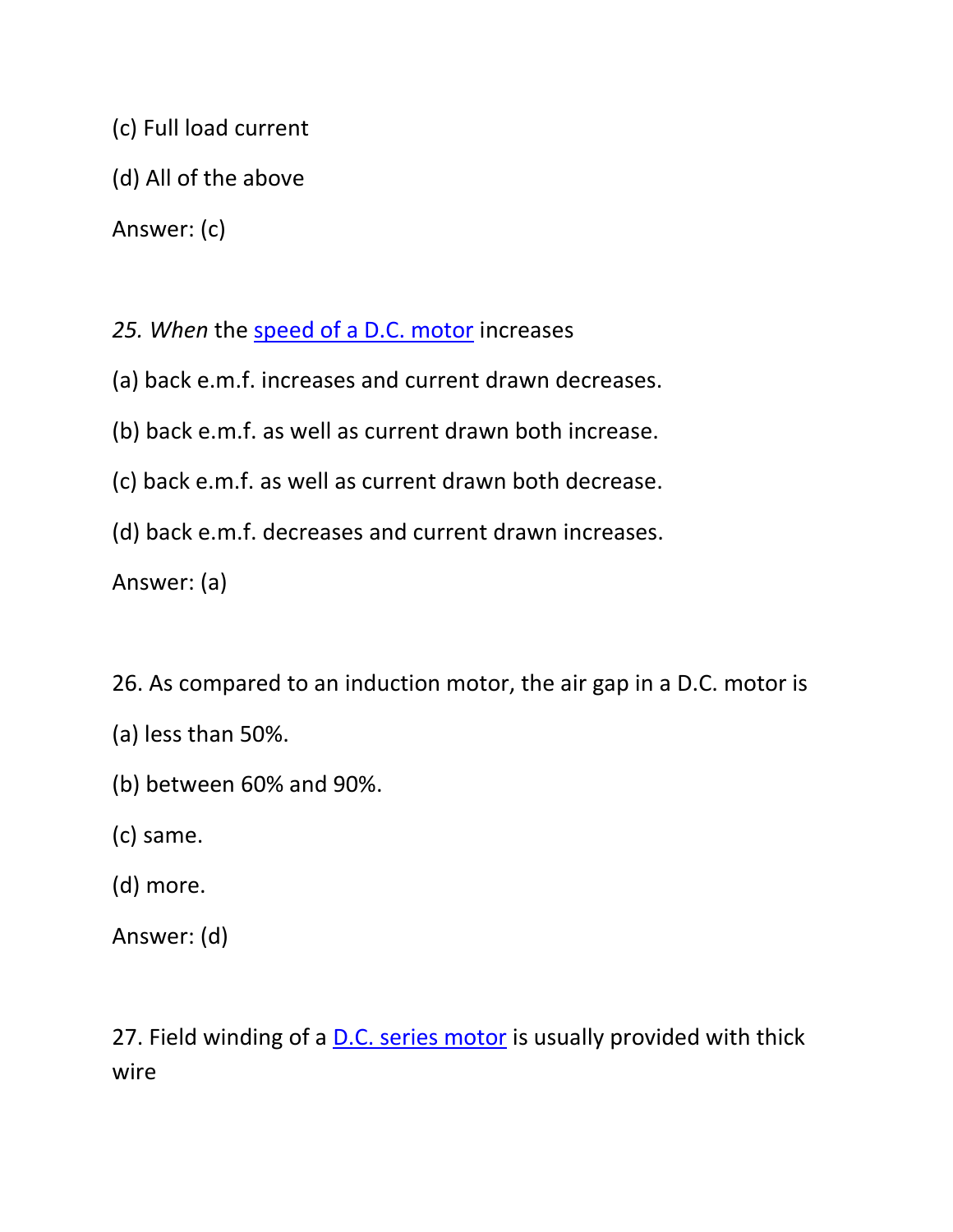(c) Full load current

(d) All of the above

Answer: (c)

*25. When* the speed of a D.C. motor increases

(a) back e.m.f. increases and current drawn decreases.

(b) back e.m.f. as well as current drawn both increase.

(c) back e.m.f. as well as current drawn both decrease.

(d) back e.m.f. decreases and current drawn increases.

Answer: (a)

26. As compared to an induction motor, the air gap in a D.C. motor is

(a) less than 50%.

(b) between 60% and 90%.

(c) same.

(d) more.

Answer: (d)

27. Field winding of a D.C. series motor is usually provided with thick wire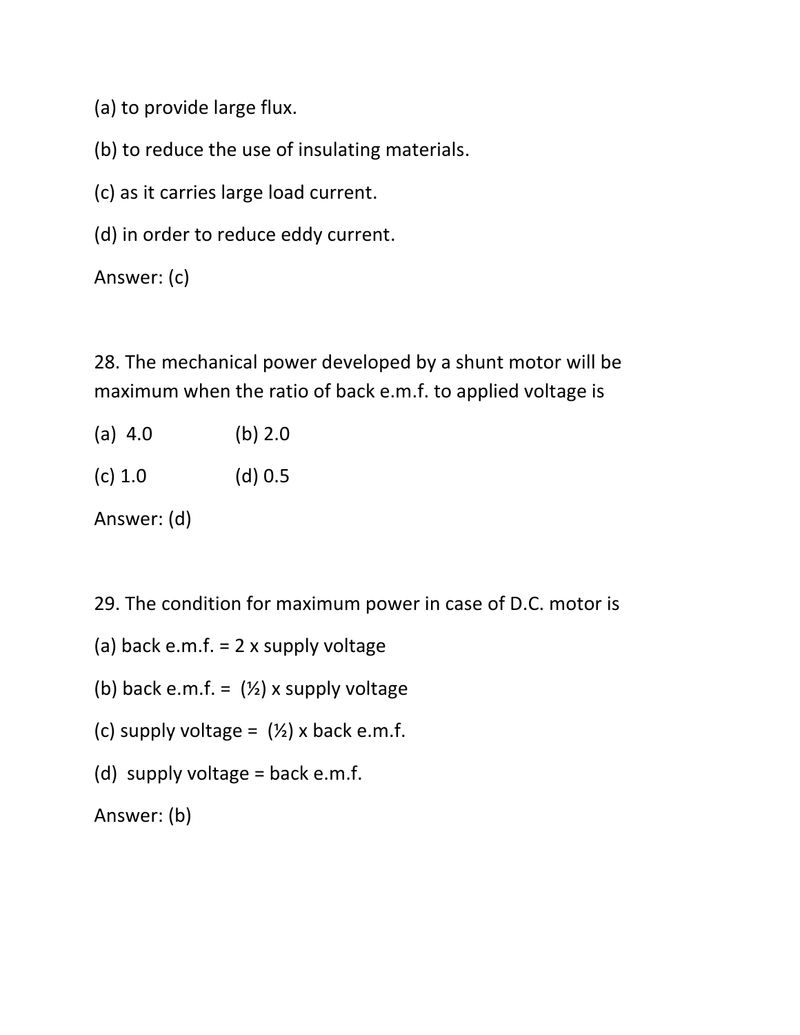(a) to provide large flux.

(b) to reduce the use of insulating materials.

(c) as it carries large load current.

(d) in order to reduce eddy current.

Answer: (c)

28. The mechanical power developed by a shunt motor will be maximum when the ratio of back e.m.f. to applied voltage is

(a) 4.0 (b) 2.0

(c) 1.0 (d) 0.5

Answer: (d)

29. The condition for maximum power in case of D.C. motor is

(a) back e.m.f. = 2 x supply voltage

(b) back e.m.f. = (½) x supply voltage

(c) supply voltage = (½) x back e.m.f.

(d) supply voltage = back e.m.f.

Answer: (b)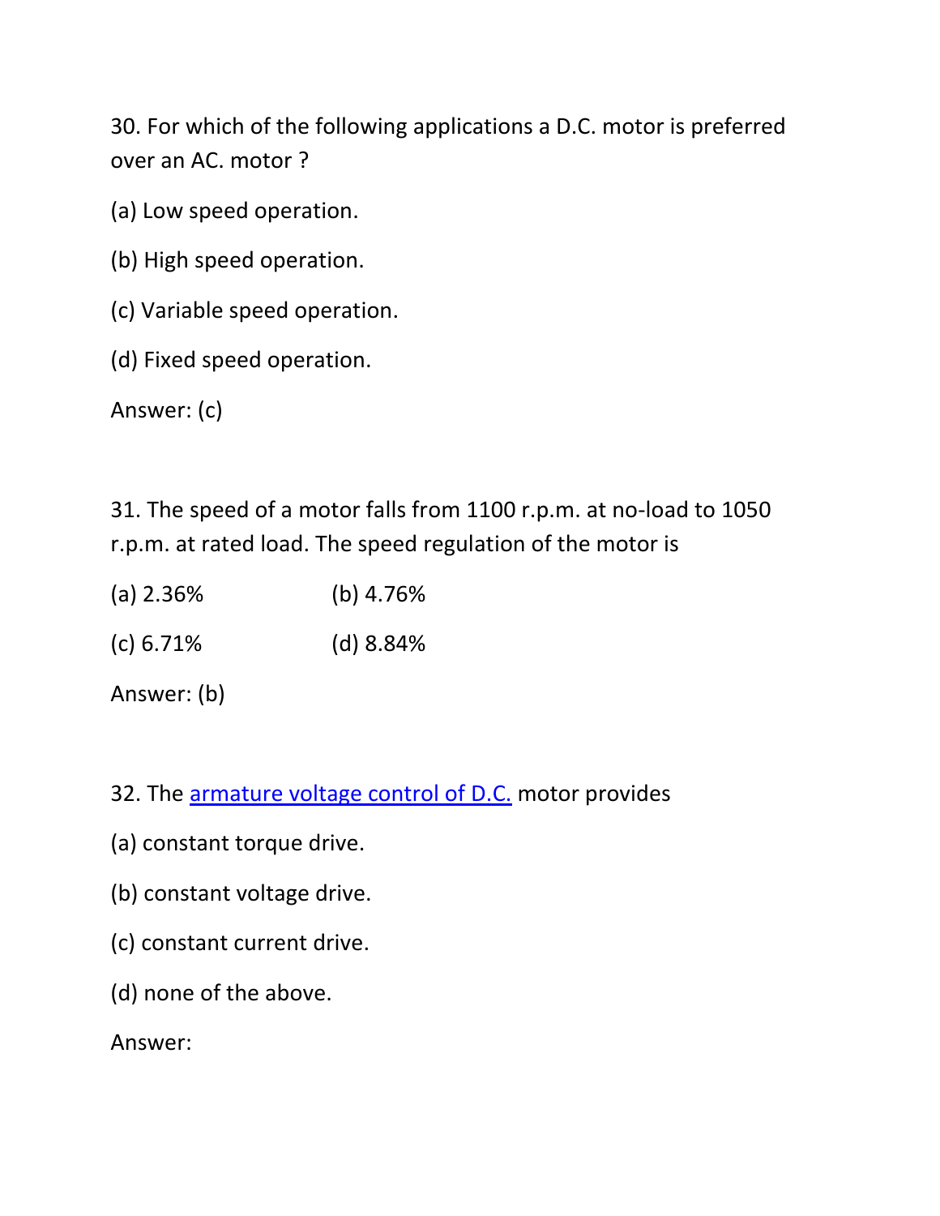30. For which of the following applications a D.C. motor is preferred over an AC. motor ?

(a) Low speed operation.

(b) High speed operation.

(c) Variable speed operation.

(d) Fixed speed operation.

Answer: (c)

31. The speed of a motor falls from 1100 r.p.m. at no-load to 1050 r.p.m. at rated load. The speed regulation of the motor is

(a) 2.36%     (b) 4.76%

(c) 6.71%     (d) 8.84%

Answer: (b)

32. The armature voltage control of D.C. motor provides

(a) constant torque drive.

(b) constant voltage drive.

(c) constant current drive.

(d) none of the above.

Answer: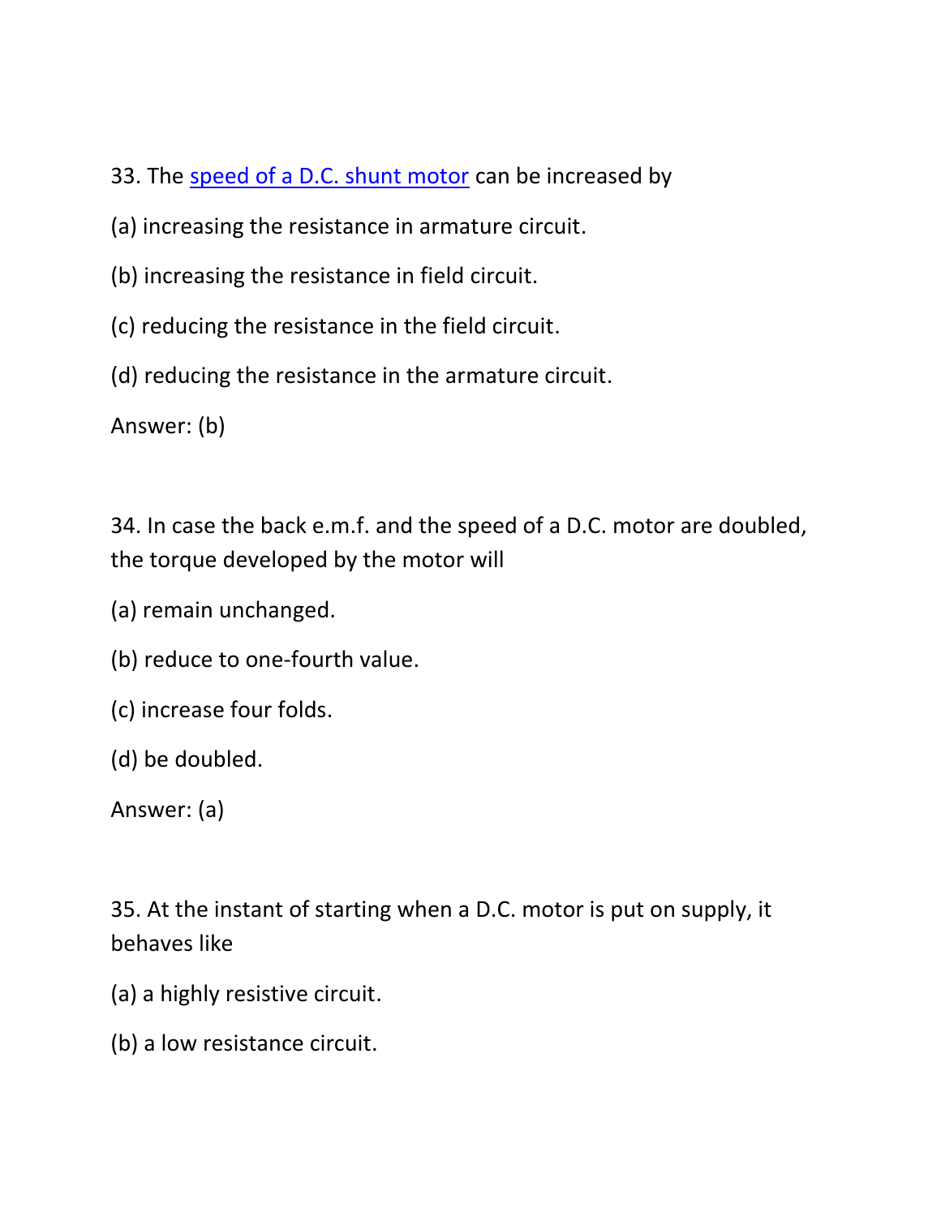33. The [speed of a D.C. shunt motor] can be increased by

(a) increasing the resistance in armature circuit.

(b) increasing the resistance in field circuit.

(c) reducing the resistance in the field circuit.

(d) reducing the resistance in the armature circuit.

Answer: (b)

34. In case the back e.m.f. and the speed of a D.C. motor are doubled, the torque developed by the motor will

(a) remain unchanged.

(b) reduce to one-fourth value.

(c) increase four folds.

(d) be doubled.

Answer: (a)

35. At the instant of starting when a D.C. motor is put on supply, it behaves like

(a) a highly resistive circuit.

(b) a low resistance circuit.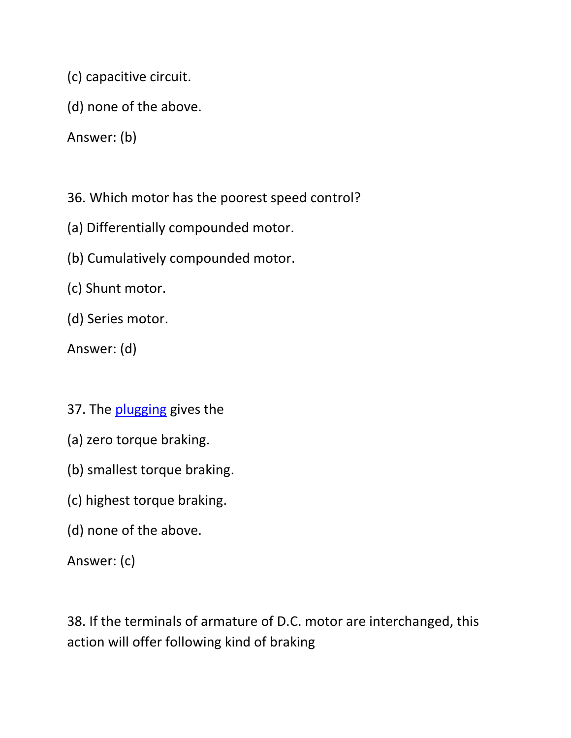(c) capacitive circuit.

(d) none of the above.

Answer: (b)

36. Which motor has the poorest speed control?

(a) Differentially compounded motor.

(b) Cumulatively compounded motor.

(c) Shunt motor.

(d) Series motor.

Answer: (d)

37. The plugging gives the

(a) zero torque braking.

(b) smallest torque braking.

(c) highest torque braking.

(d) none of the above.

Answer: (c)

38. If the terminals of armature of D.C. motor are interchanged, this action will offer following kind of braking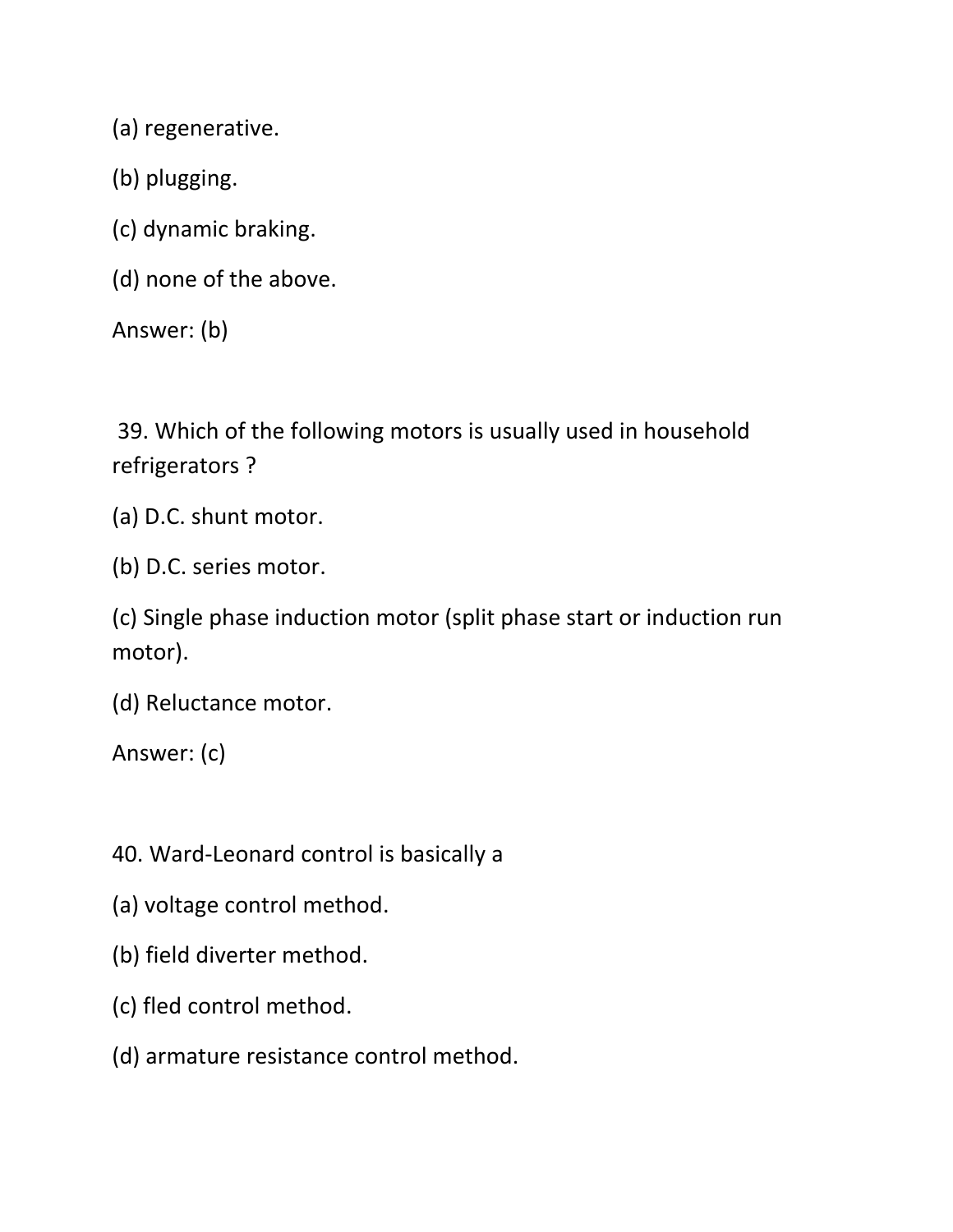(a) regenerative.

(b) plugging.

(c) dynamic braking.

(d) none of the above.

Answer: (b)

39. Which of the following motors is usually used in household refrigerators ?

(a) D.C. shunt motor.

(b) D.C. series motor.

(c) Single phase induction motor (split phase start or induction run motor).

(d) Reluctance motor.

Answer: (c)

40. Ward-Leonard control is basically a

(a) voltage control method.

(b) field diverter method.

(c) fled control method.

(d) armature resistance control method.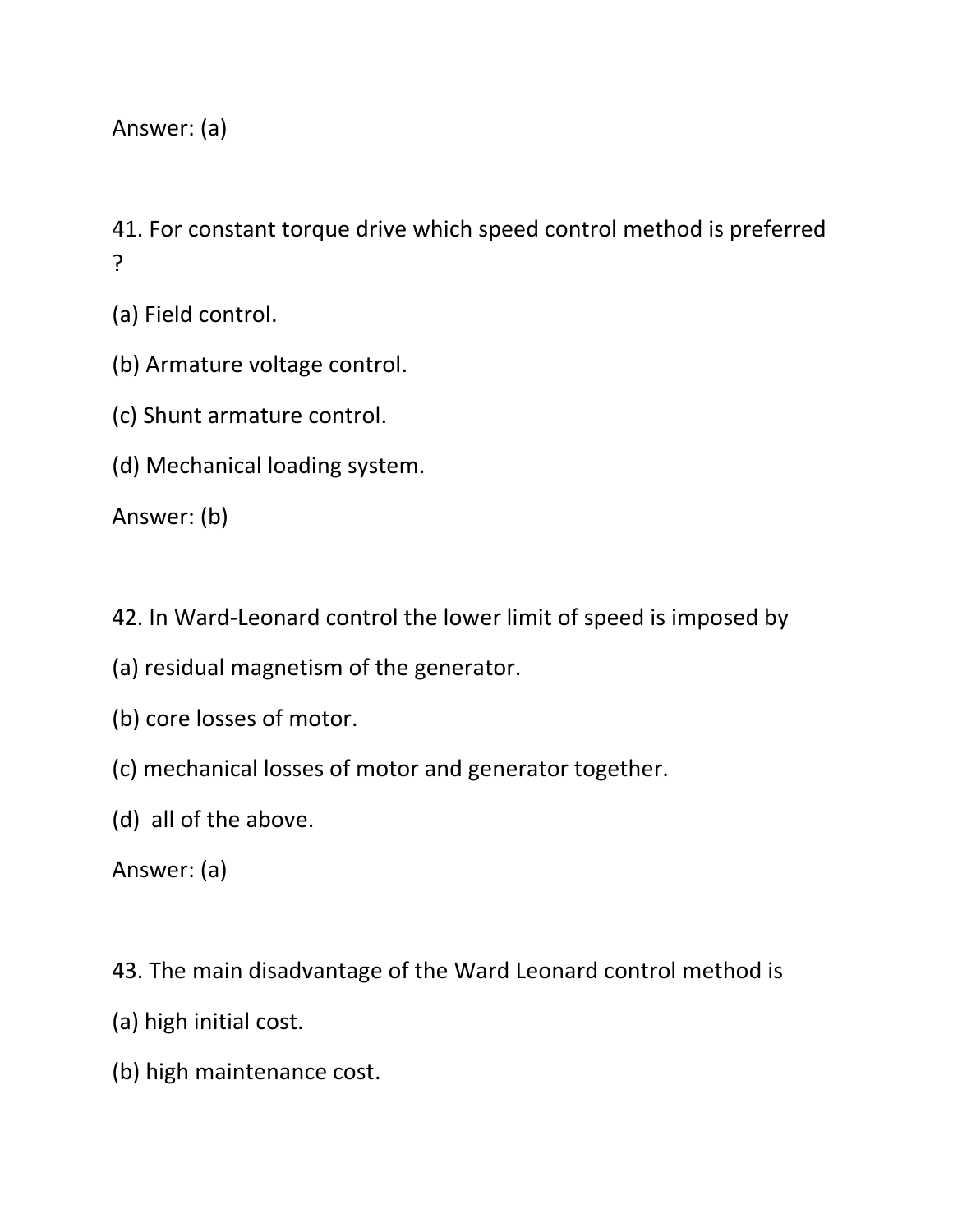Answer: (a)

41. For constant torque drive which speed control method is preferred ?

(a) Field control.

(b) Armature voltage control.

(c) Shunt armature control.

(d) Mechanical loading system.

Answer: (b)

42. In Ward-Leonard control the lower limit of speed is imposed by

(a) residual magnetism of the generator.

(b) core losses of motor.

(c) mechanical losses of motor and generator together.

(d) all of the above.

Answer: (a)

43. The main disadvantage of the Ward Leonard control method is

(a) high initial cost.

(b) high maintenance cost.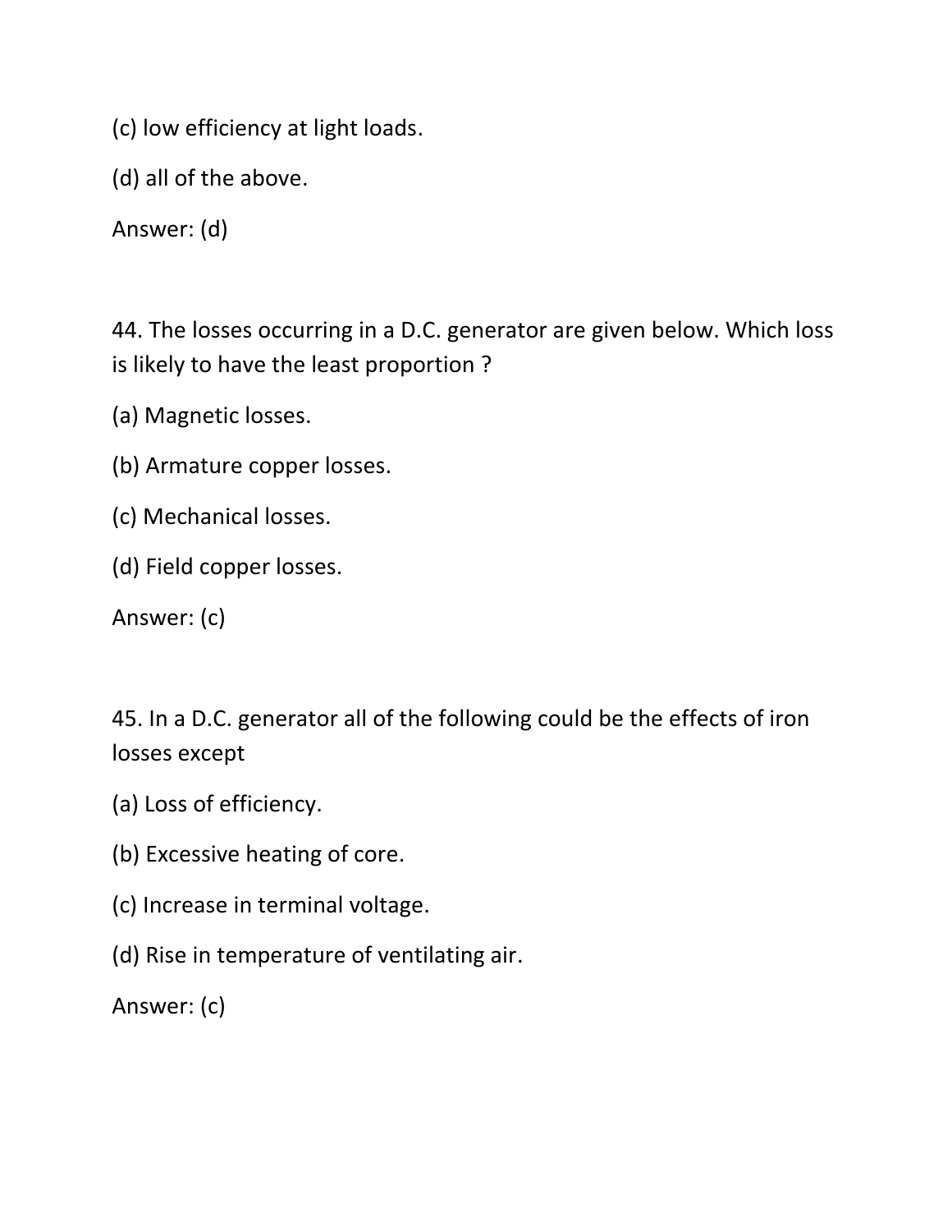(c) low efficiency at light loads.

(d) all of the above.

Answer: (d)

44. The losses occurring in a D.C. generator are given below. Which loss is likely to have the least proportion ?

(a) Magnetic losses.

(b) Armature copper losses.

(c) Mechanical losses.

(d) Field copper losses.

Answer: (c)

45. In a D.C. generator all of the following could be the effects of iron losses except

(a) Loss of efficiency.

(b) Excessive heating of core.

(c) Increase in terminal voltage.

(d) Rise in temperature of ventilating air.

Answer: (c)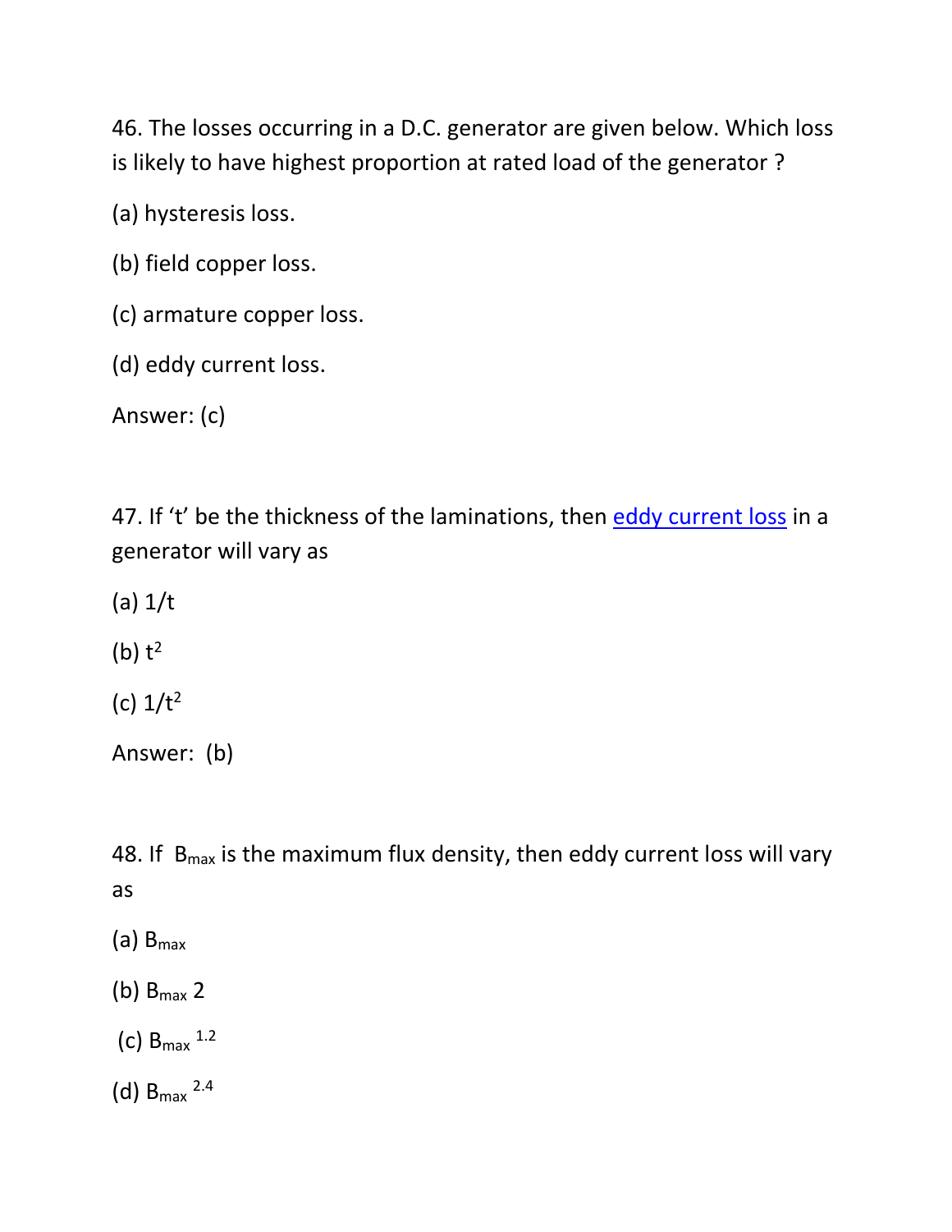46. The losses occurring in a D.C. generator are given below. Which loss is likely to have highest proportion at rated load of the generator ?

(a) hysteresis loss.

(b) field copper loss.

(c) armature copper loss.

(d) eddy current loss.

Answer: (c)

47. If 't' be the thickness of the laminations, then eddy current loss in a generator will vary as

(a) $1/t$

(b) $t^2$

(c) $1/t^2$

Answer: (b)

48. If $B_{max}$ is the maximum flux density, then eddy current loss will vary as

(a) $B_{max}$

(b) $B_{max}$ 2

(c) $B_{max}^{1.2}$

(d) $B_{max}^{2.4}$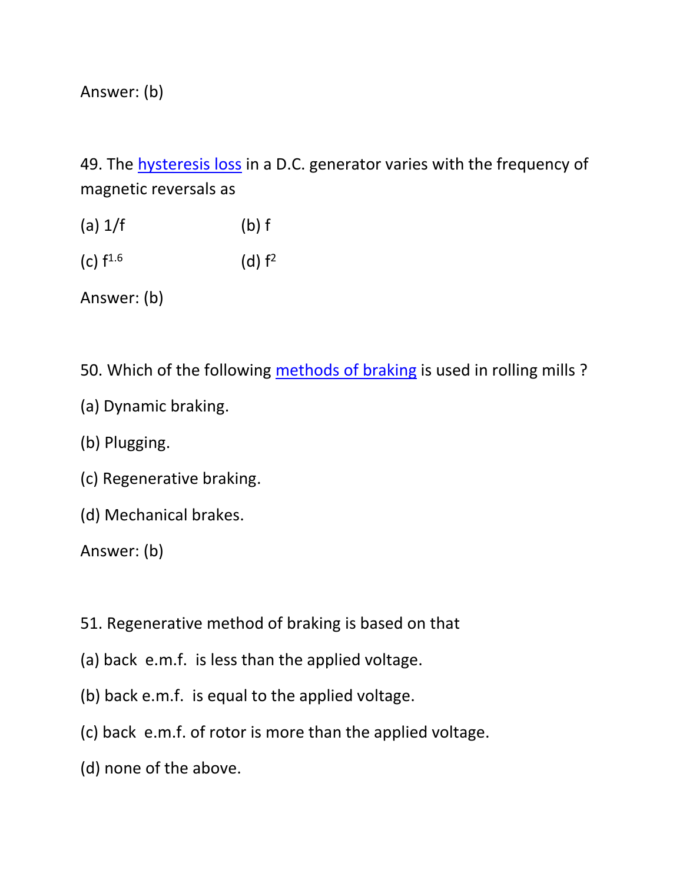Answer: (b)

49. The hysteresis loss in a D.C. generator varies with the frequency of magnetic reversals as

(a) $1/f$ (b) $f$

(c) $f^{1.6}$ (d) $f^2$

Answer: (b)

50. Which of the following methods of braking is used in rolling mills ?

(a) Dynamic braking.

(b) Plugging.

(c) Regenerative braking.

(d) Mechanical brakes.

Answer: (b)

51. Regenerative method of braking is based on that

(a) back e.m.f. is less than the applied voltage.

(b) back e.m.f. is equal to the applied voltage.

(c) back e.m.f. of rotor is more than the applied voltage.

(d) none of the above.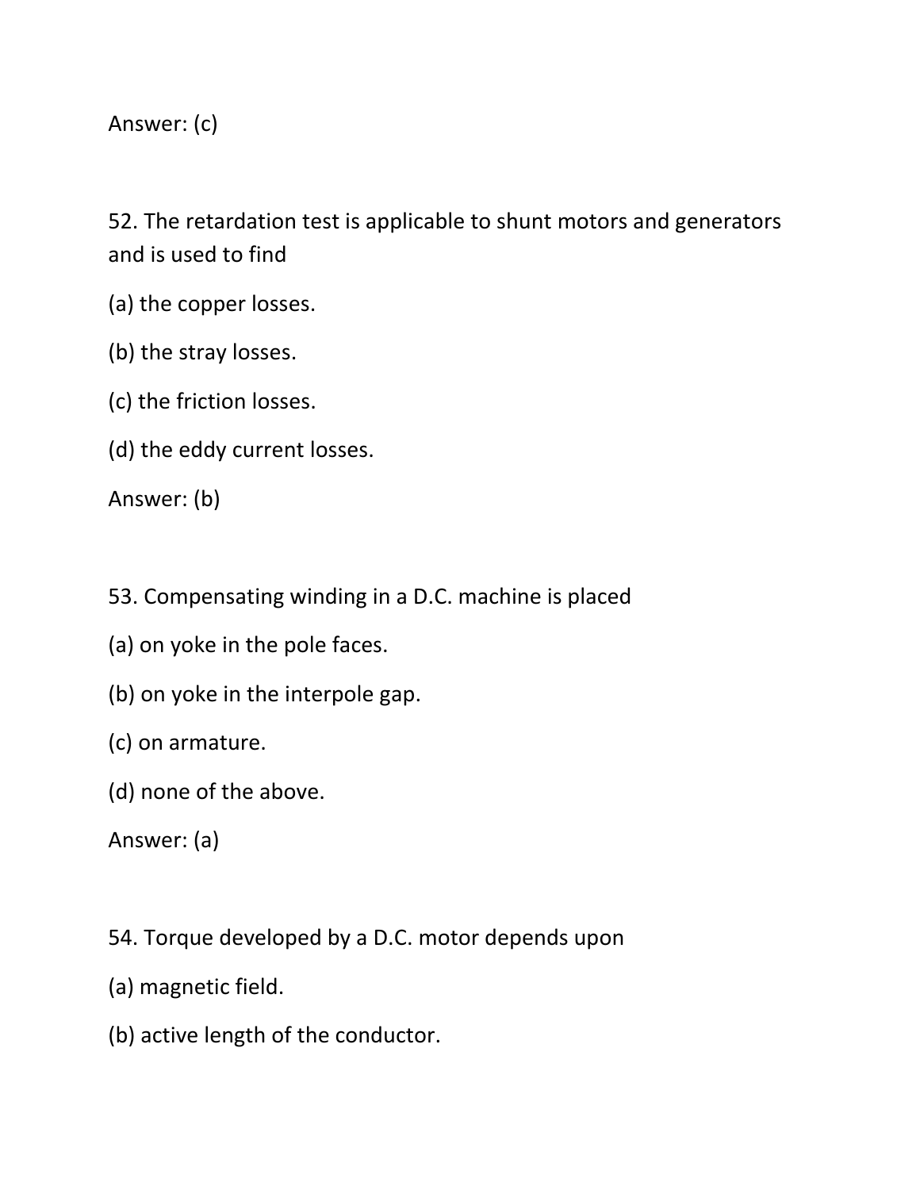Answer: (c)

52. The retardation test is applicable to shunt motors and generators and is used to find

(a) the copper losses.

(b) the stray losses.

(c) the friction losses.

(d) the eddy current losses.

Answer: (b)

53. Compensating winding in a D.C. machine is placed

(a) on yoke in the pole faces.

(b) on yoke in the interpole gap.

(c) on armature.

(d) none of the above.

Answer: (a)

54. Torque developed by a D.C. motor depends upon

(a) magnetic field.

(b) active length of the conductor.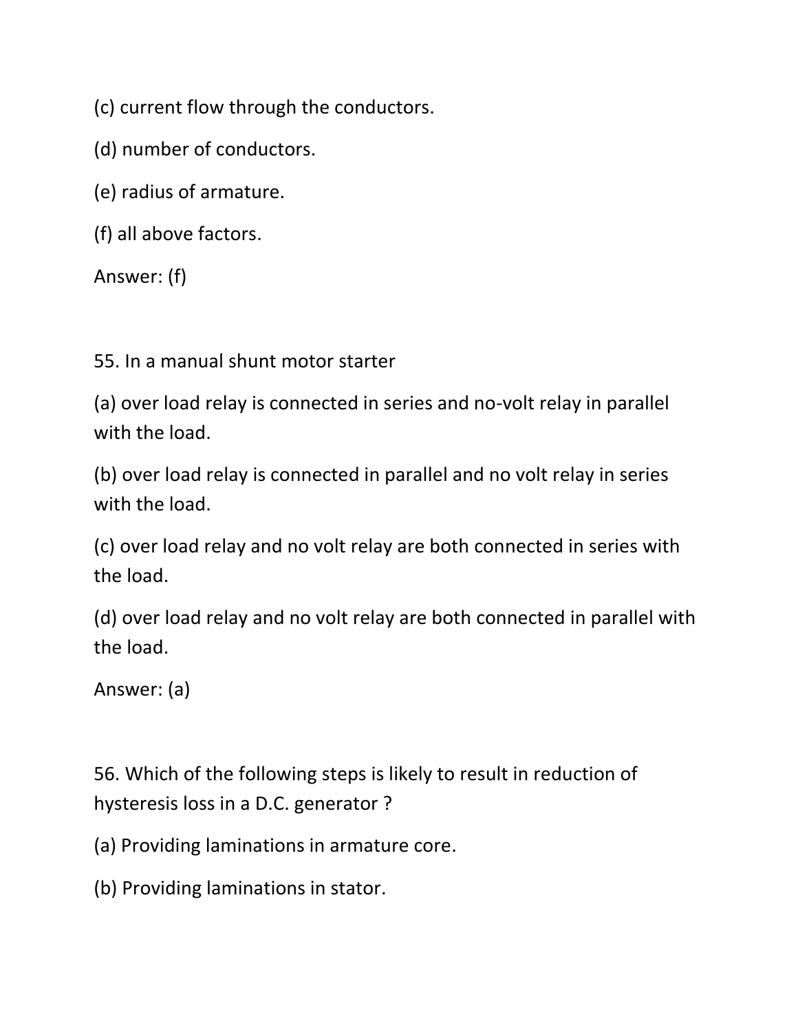(c) current flow through the conductors.

(d) number of conductors.

(e) radius of armature.

(f) all above factors.

Answer: (f)

55. In a manual shunt motor starter

(a) over load relay is connected in series and no-volt relay in parallel with the load.

(b) over load relay is connected in parallel and no volt relay in series with the load.

(c) over load relay and no volt relay are both connected in series with the load.

(d) over load relay and no volt relay are both connected in parallel with the load.

Answer: (a)

56. Which of the following steps is likely to result in reduction of hysteresis loss in a D.C. generator ?

(a) Providing laminations in armature core.

(b) Providing laminations in stator.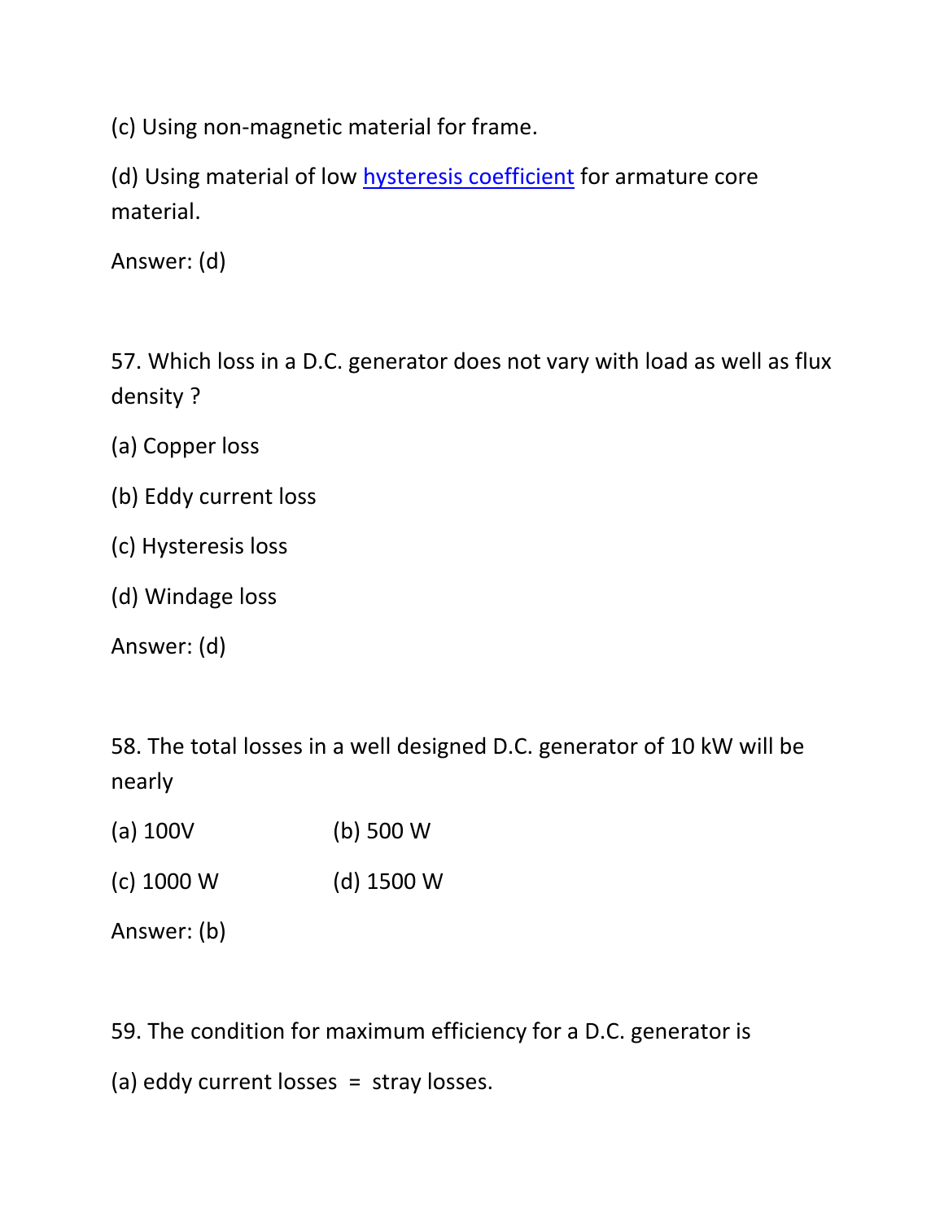(c) Using non-magnetic material for frame.

(d) Using material of low hysteresis coefficient for armature core material.

Answer: (d)

57. Which loss in a D.C. generator does not vary with load as well as flux density ?

(a) Copper loss

(b) Eddy current loss

(c) Hysteresis loss

(d) Windage loss

Answer: (d)

58. The total losses in a well designed D.C. generator of 10 kW will be nearly

(a) 100V (b) 500 W

(c) 1000 W (d) 1500 W

Answer: (b)

59. The condition for maximum efficiency for a D.C. generator is

(a) eddy current losses = stray losses.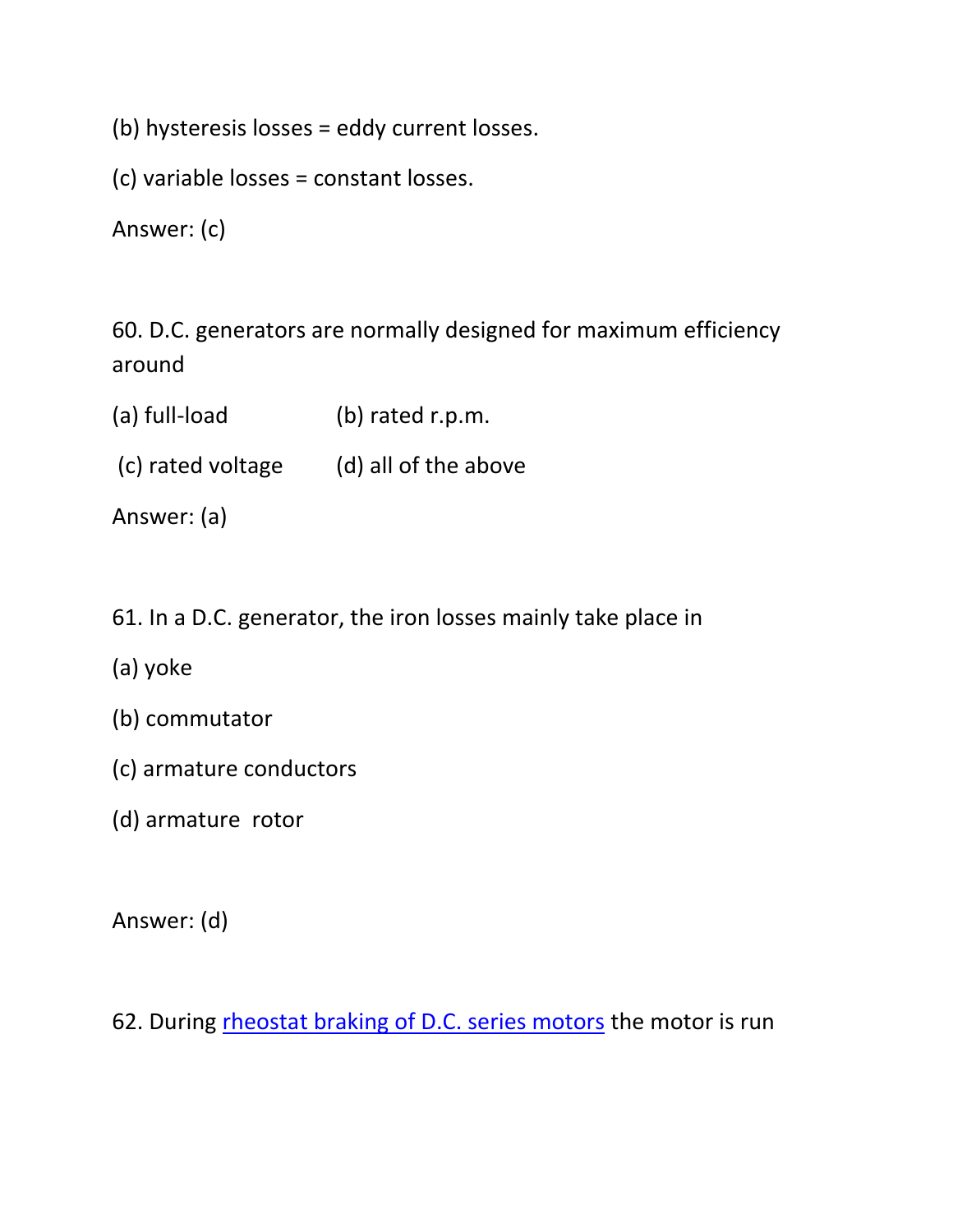(b) hysteresis losses = eddy current losses.

(c) variable losses = constant losses.

Answer: (c)

60. D.C. generators are normally designed for maximum efficiency around

(a) full-load (b) rated r.p.m.

(c) rated voltage (d) all of the above

Answer: (a)

61. In a D.C. generator, the iron losses mainly take place in

(a) yoke

(b) commutator

(c) armature conductors

(d) armature rotor

Answer: (d)

62. During [rheostat braking of D.C. series motors]() the motor is run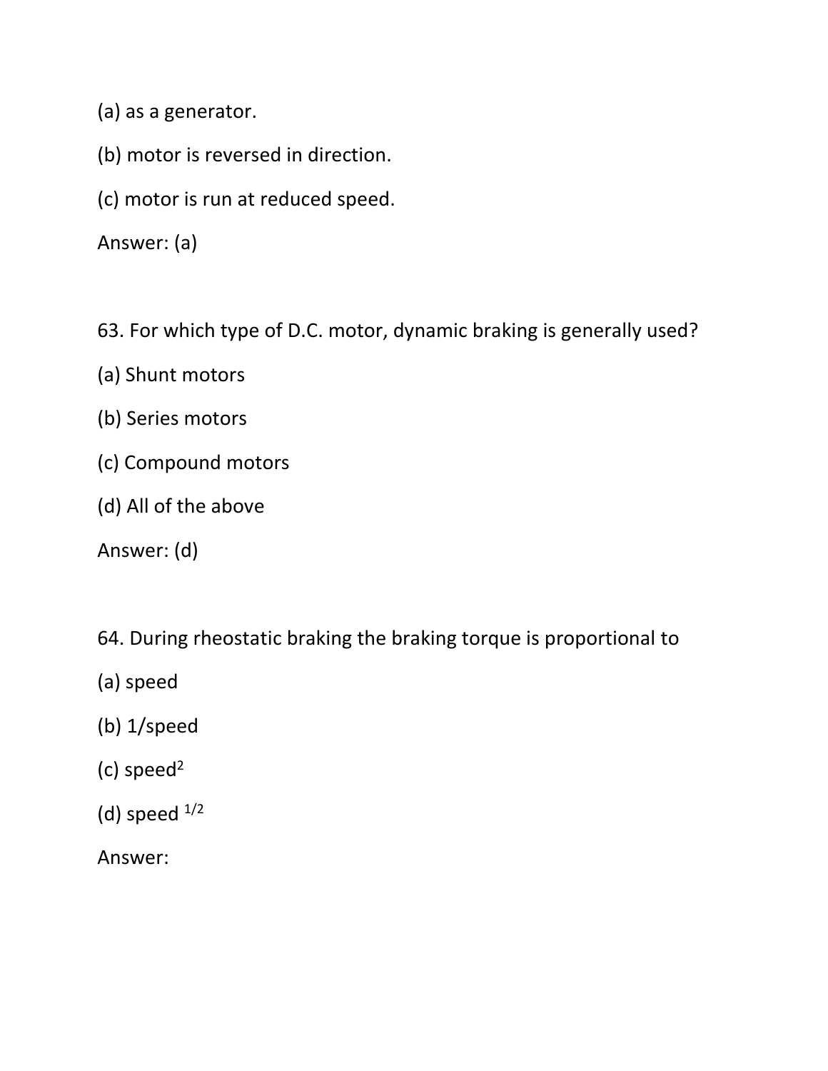(a) as a generator.

(b) motor is reversed in direction.

(c) motor is run at reduced speed.

Answer: (a)

63. For which type of D.C. motor, dynamic braking is generally used?

(a) Shunt motors

(b) Series motors

(c) Compound motors

(d) All of the above

Answer: (d)

64. During rheostatic braking the braking torque is proportional to

(a) speed

(b) 1/speed

(c) speed$^2$

(d) speed $^{1/2}$

Answer: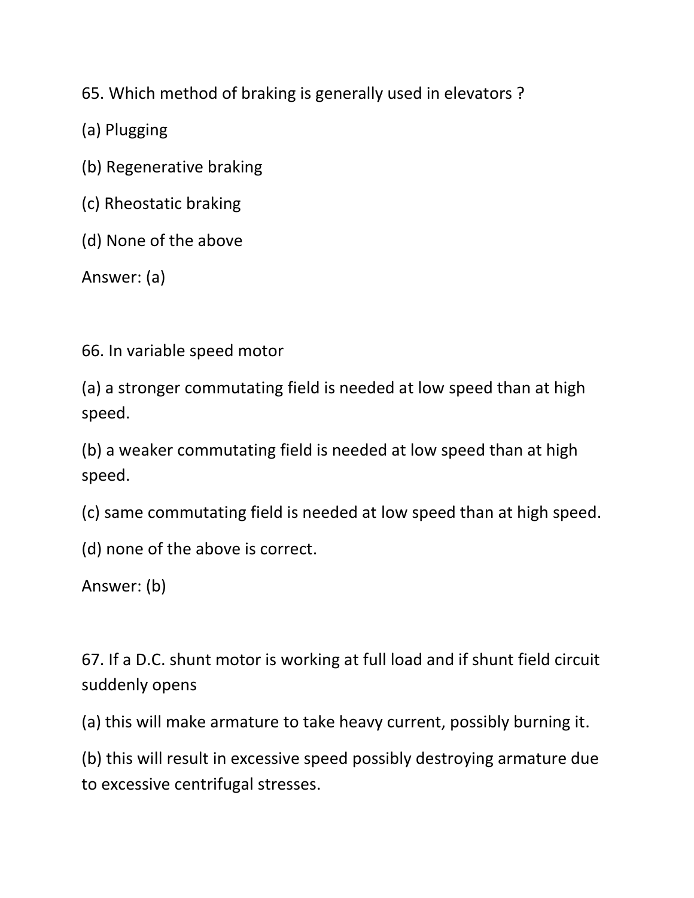65. Which method of braking is generally used in elevators ?

(a) Plugging

(b) Regenerative braking

(c) Rheostatic braking

(d) None of the above

Answer: (a)

66. In variable speed motor

(a) a stronger commutating field is needed at low speed than at high speed.

(b) a weaker commutating field is needed at low speed than at high speed.

(c) same commutating field is needed at low speed than at high speed.

(d) none of the above is correct.

Answer: (b)

67. If a D.C. shunt motor is working at full load and if shunt field circuit suddenly opens

(a) this will make armature to take heavy current, possibly burning it.

(b) this will result in excessive speed possibly destroying armature due to excessive centrifugal stresses.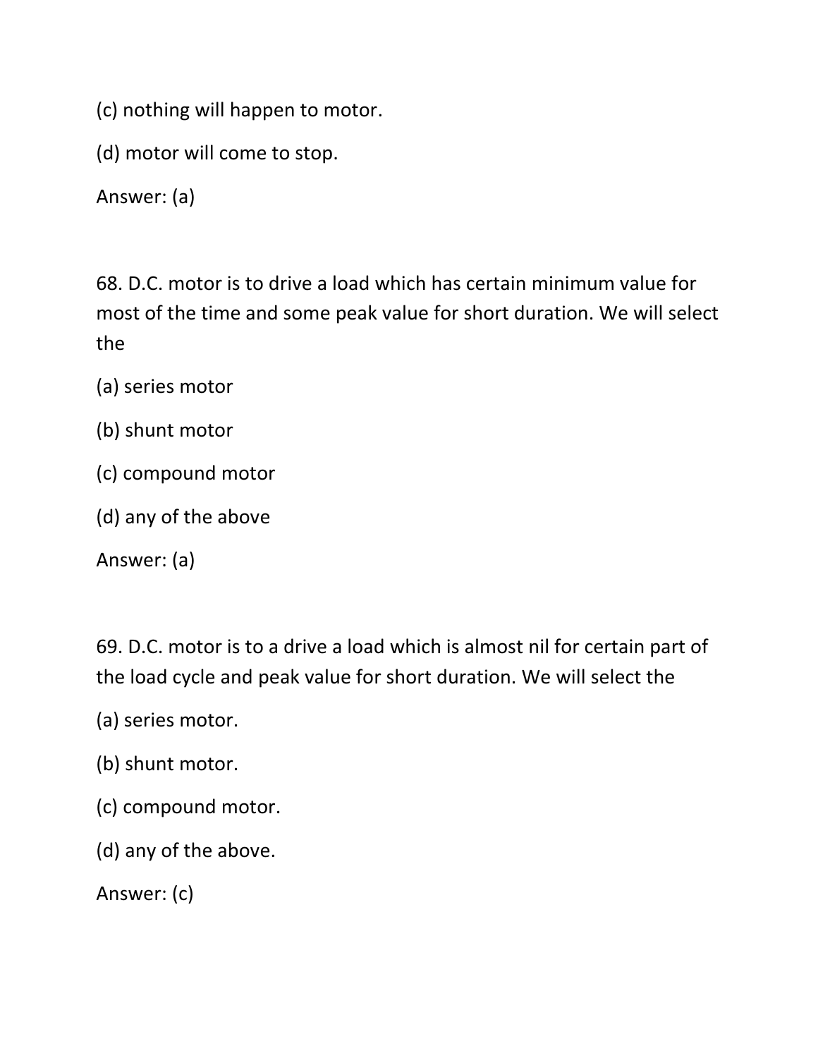(c) nothing will happen to motor.

(d) motor will come to stop.

Answer: (a)

68. D.C. motor is to drive a load which has certain minimum value for most of the time and some peak value for short duration. We will select the

(a) series motor

(b) shunt motor

(c) compound motor

(d) any of the above

Answer: (a)

69. D.C. motor is to a drive a load which is almost nil for certain part of the load cycle and peak value for short duration. We will select the

(a) series motor.

(b) shunt motor.

(c) compound motor.

(d) any of the above.

Answer: (c)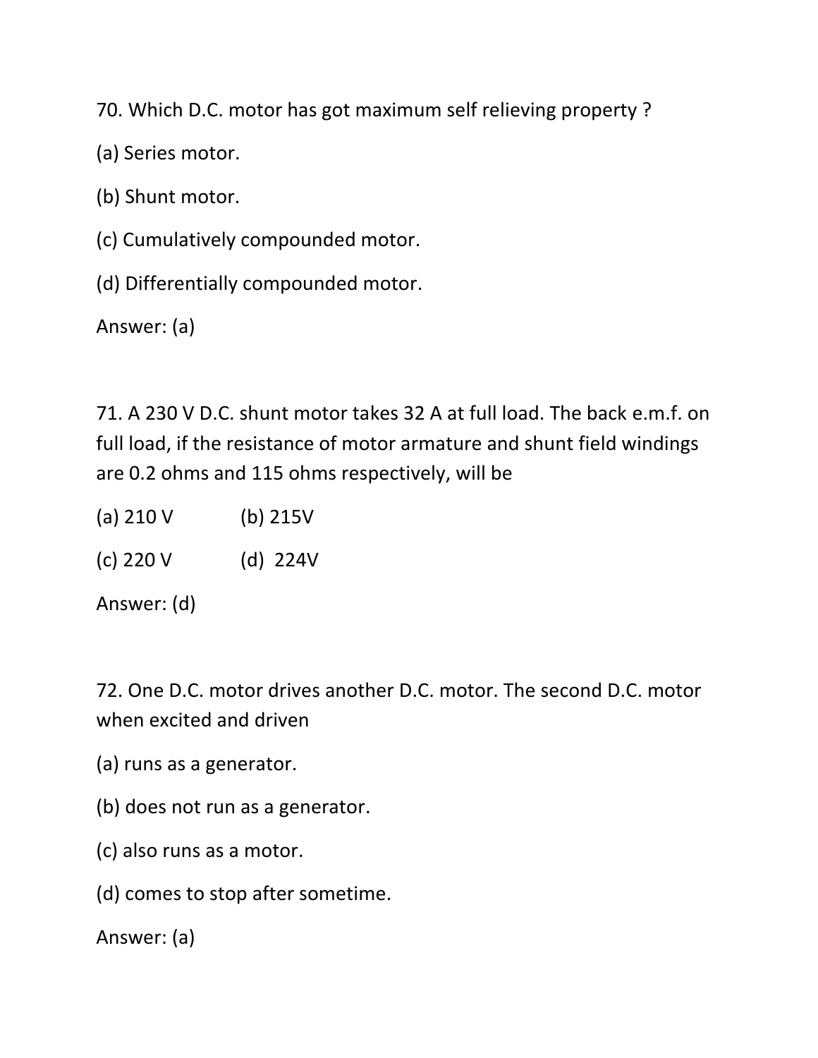70. Which D.C. motor has got maximum self relieving property ?

(a) Series motor.

(b) Shunt motor.

(c) Cumulatively compounded motor.

(d) Differentially compounded motor.

Answer: (a)

71. A 230 V D.C. shunt motor takes 32 A at full load. The back e.m.f. on full load, if the resistance of motor armature and shunt field windings are 0.2 ohms and 115 ohms respectively, will be

(a) 210 V (b) 215V

(c) 220 V (d) 224V

Answer: (d)

72. One D.C. motor drives another D.C. motor. The second D.C. motor when excited and driven

(a) runs as a generator.

(b) does not run as a generator.

(c) also runs as a motor.

(d) comes to stop after sometime.

Answer: (a)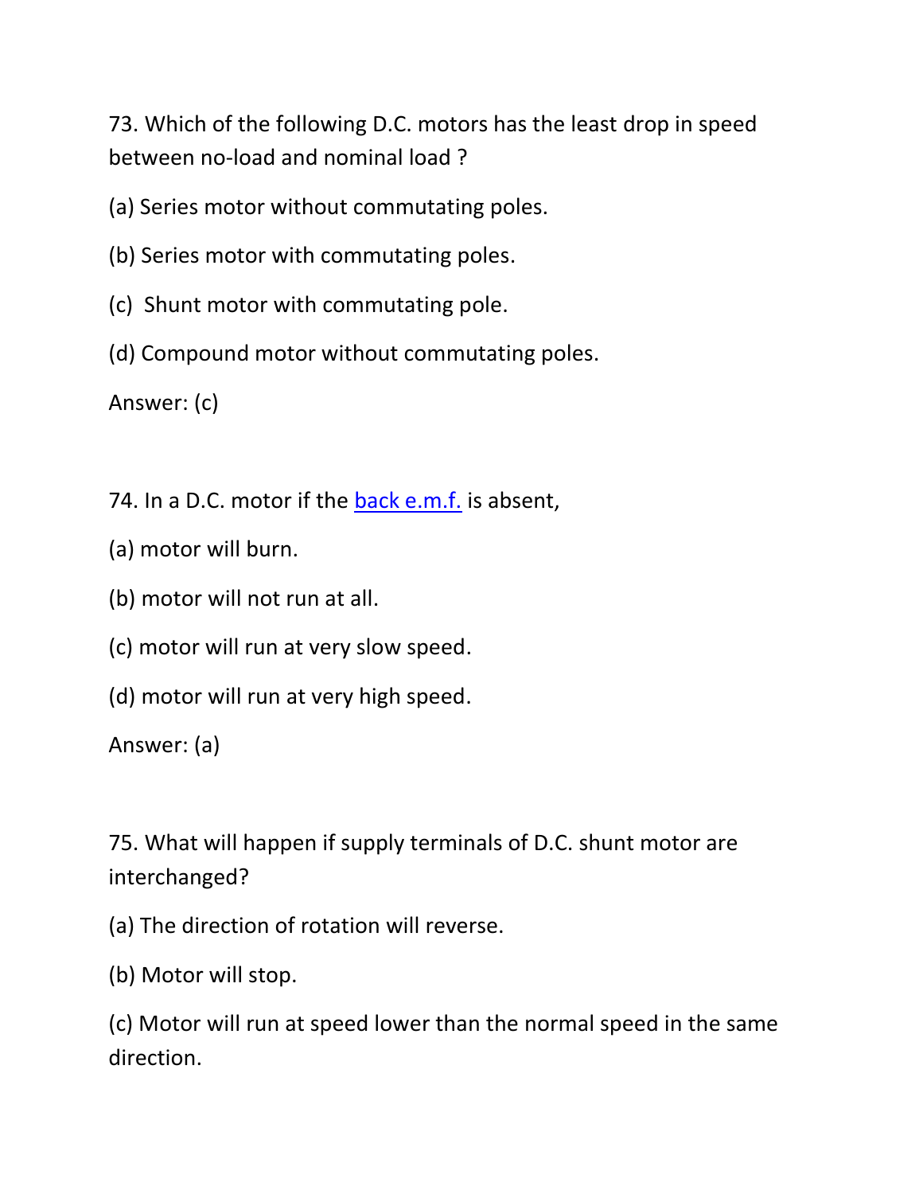73. Which of the following D.C. motors has the least drop in speed between no-load and nominal load ?

(a) Series motor without commutating poles.

(b) Series motor with commutating poles.

(c) Shunt motor with commutating pole.

(d) Compound motor without commutating poles.

Answer: (c)

74. In a D.C. motor if the back e.m.f. is absent,

(a) motor will burn.

(b) motor will not run at all.

(c) motor will run at very slow speed.

(d) motor will run at very high speed.

Answer: (a)

75. What will happen if supply terminals of D.C. shunt motor are interchanged?

(a) The direction of rotation will reverse.

(b) Motor will stop.

(c) Motor will run at speed lower than the normal speed in the same direction.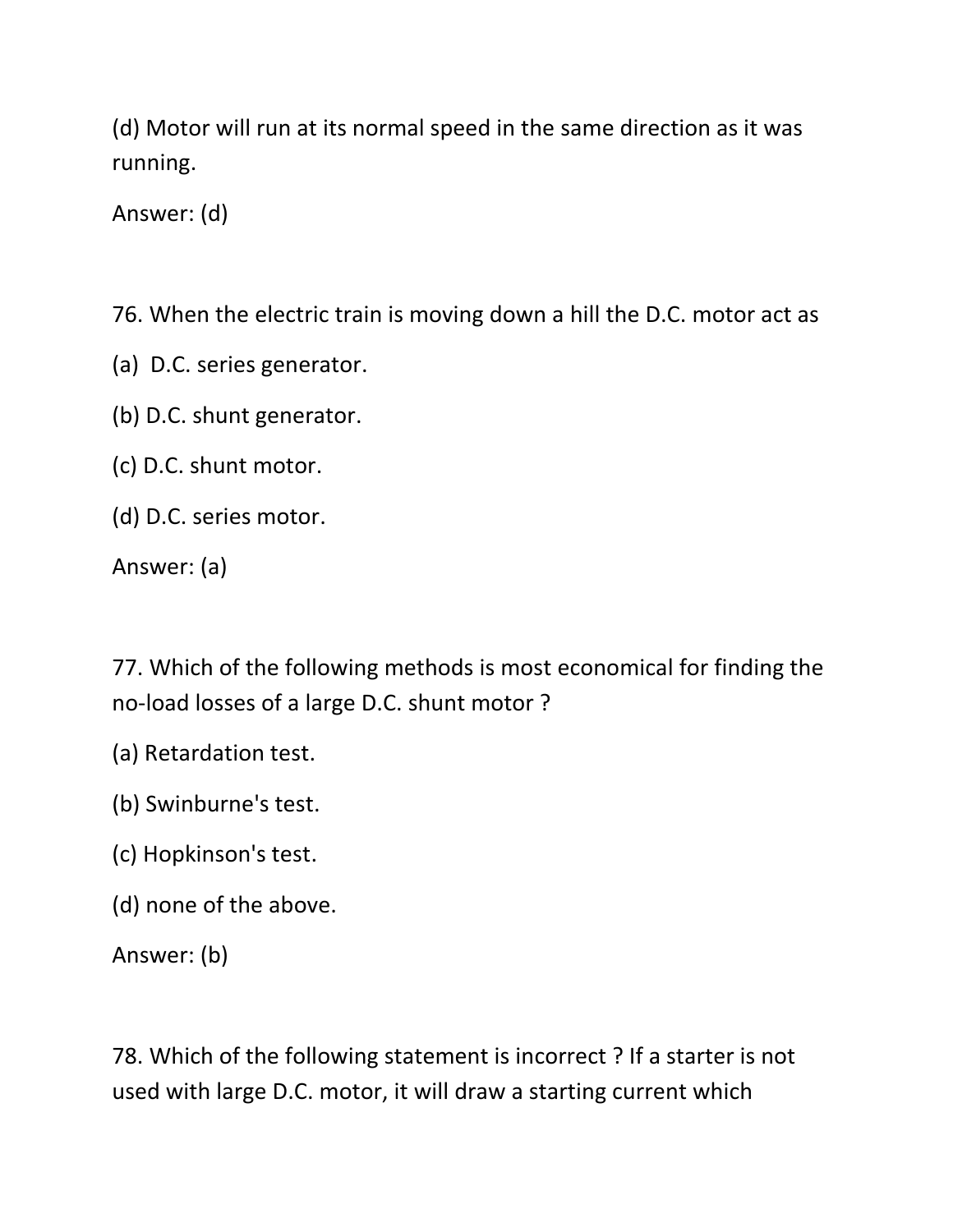(d) Motor will run at its normal speed in the same direction as it was running.

Answer: (d)

76. When the electric train is moving down a hill the D.C. motor act as

(a) D.C. series generator.

(b) D.C. shunt generator.

(c) D.C. shunt motor.

(d) D.C. series motor.

Answer: (a)

77. Which of the following methods is most economical for finding the no-load losses of a large D.C. shunt motor ?

(a) Retardation test.

(b) Swinburne's test.

(c) Hopkinson's test.

(d) none of the above.

Answer: (b)

78. Which of the following statement is incorrect ? If a starter is not used with large D.C. motor, it will draw a starting current which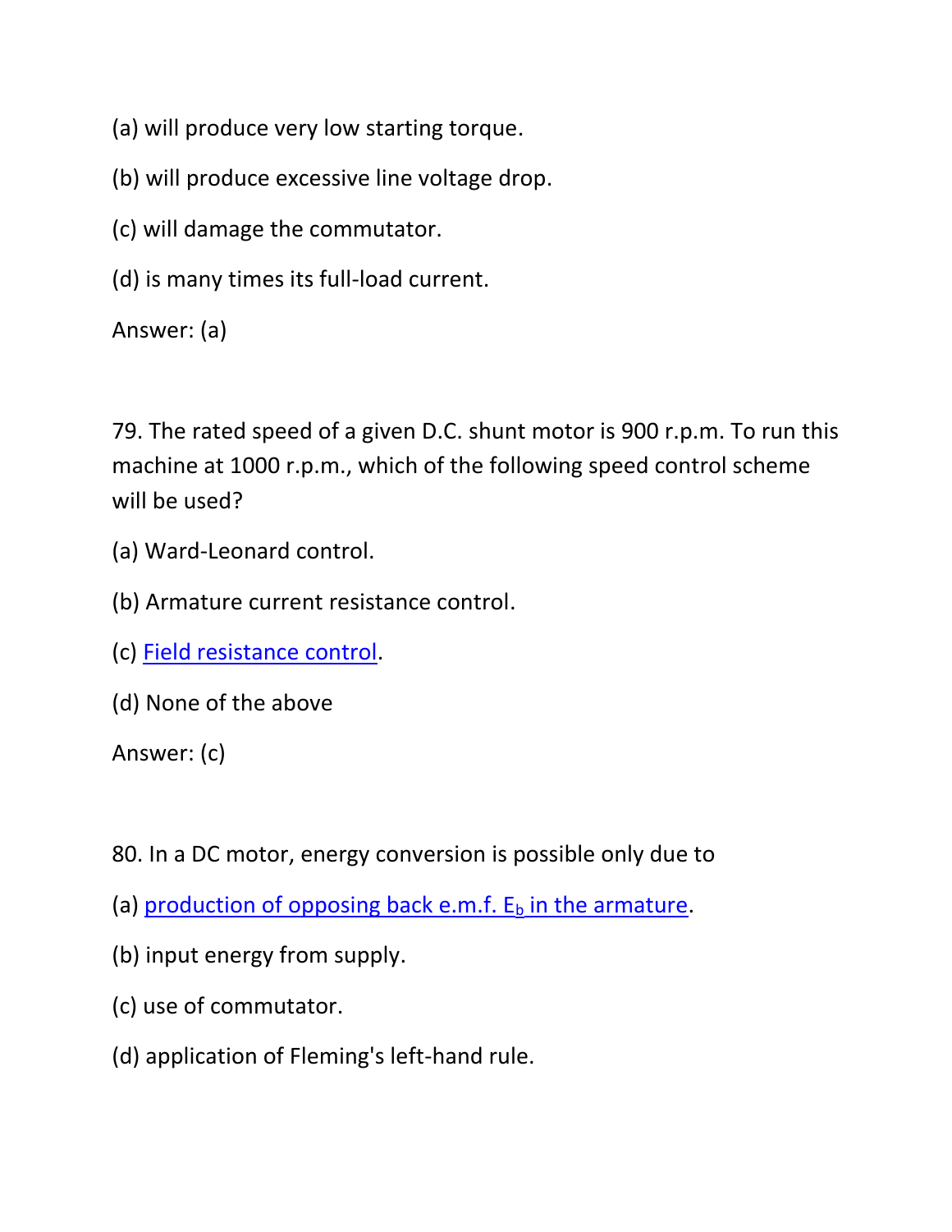(a) will produce very low starting torque.

(b) will produce excessive line voltage drop.

(c) will damage the commutator.

(d) is many times its full-load current.

Answer: (a)

79. The rated speed of a given D.C. shunt motor is 900 r.p.m. To run this machine at 1000 r.p.m., which of the following speed control scheme will be used?

(a) Ward-Leonard control.

(b) Armature current resistance control.

(c) Field resistance control.

(d) None of the above

Answer: (c)

80. In a DC motor, energy conversion is possible only due to

(a) production of opposing back e.m.f. $E_b$ in the armature.

(b) input energy from supply.

(c) use of commutator.

(d) application of Fleming's left-hand rule.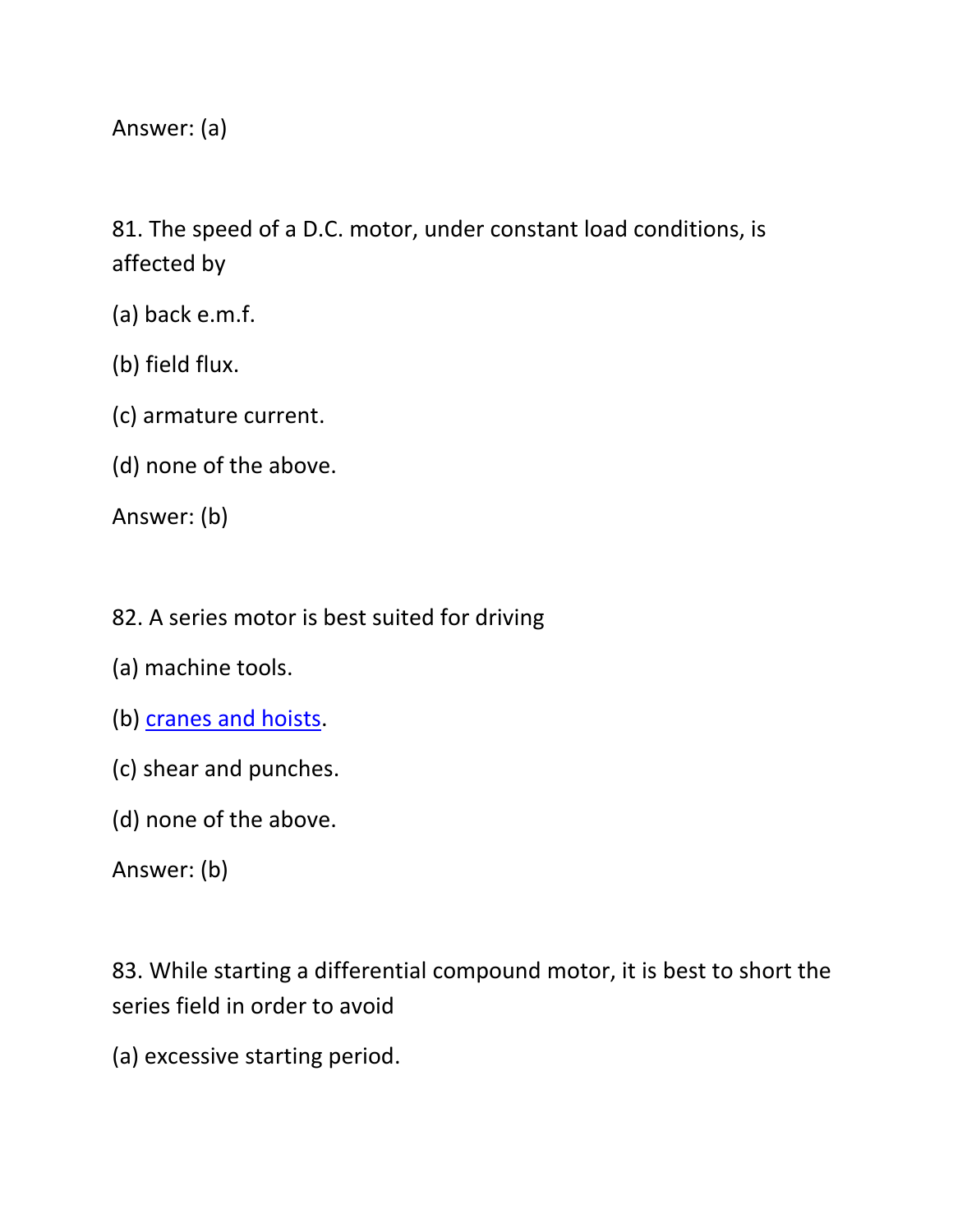Answer: (a)

81. The speed of a D.C. motor, under constant load conditions, is affected by

(a) back e.m.f.

(b) field flux.

(c) armature current.

(d) none of the above.

Answer: (b)

82. A series motor is best suited for driving

(a) machine tools.

(b) cranes and hoists.

(c) shear and punches.

(d) none of the above.

Answer: (b)

83. While starting a differential compound motor, it is best to short the series field in order to avoid

(a) excessive starting period.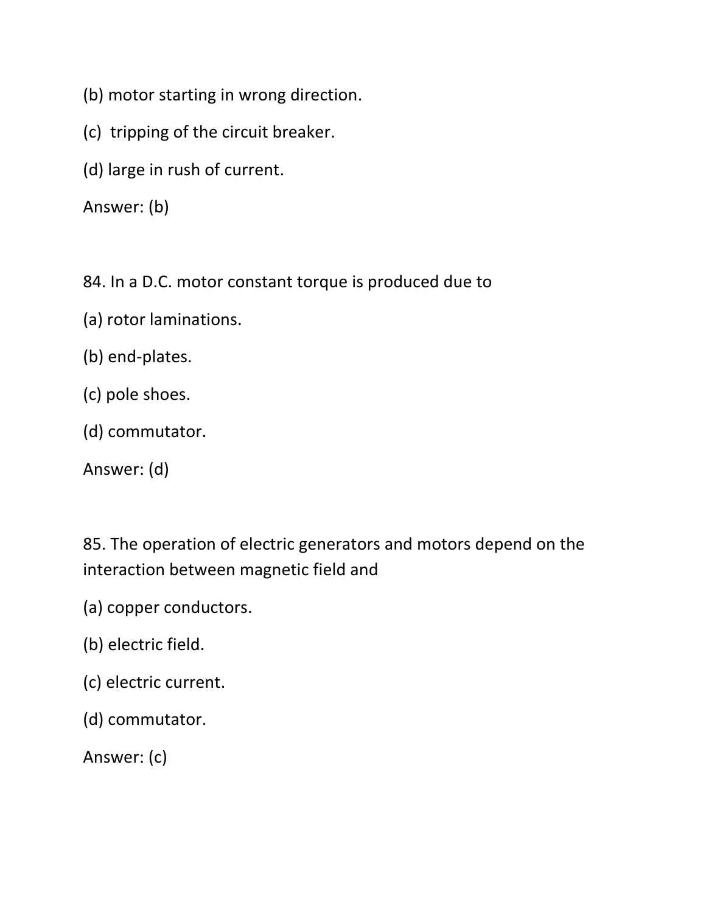(b) motor starting in wrong direction.

(c) tripping of the circuit breaker.

(d) large in rush of current.

Answer: (b)

84. In a D.C. motor constant torque is produced due to

(a) rotor laminations.

(b) end-plates.

(c) pole shoes.

(d) commutator.

Answer: (d)

85. The operation of electric generators and motors depend on the interaction between magnetic field and

(a) copper conductors.

(b) electric field.

(c) electric current.

(d) commutator.

Answer: (c)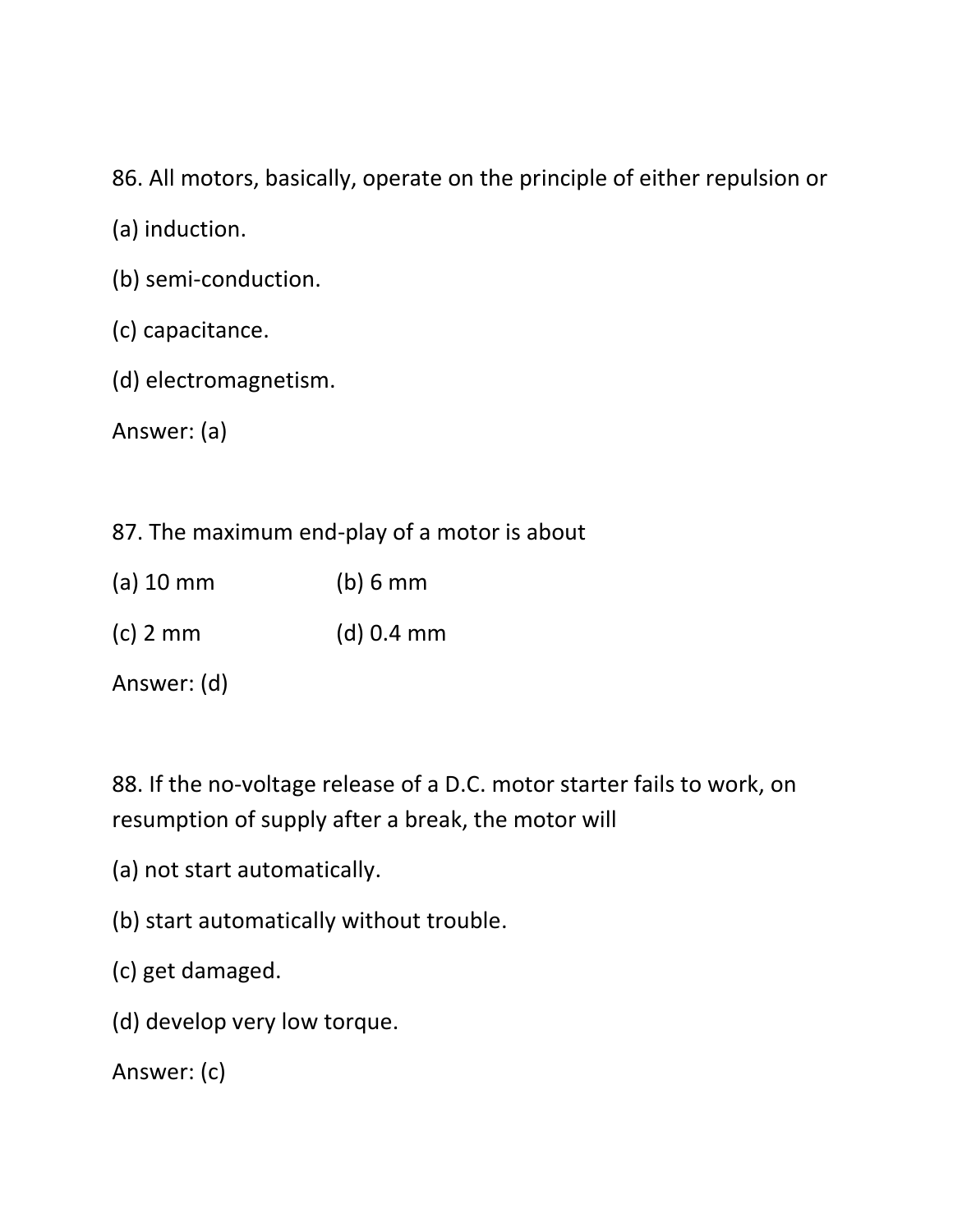86. All motors, basically, operate on the principle of either repulsion or

(a) induction.

(b) semi-conduction.

(c) capacitance.

(d) electromagnetism.

Answer: (a)

87. The maximum end-play of a motor is about

(a) 10 mm (b) 6 mm

(c) 2 mm (d) 0.4 mm

Answer: (d)

88. If the no-voltage release of a D.C. motor starter fails to work, on resumption of supply after a break, the motor will

(a) not start automatically.

(b) start automatically without trouble.

(c) get damaged.

(d) develop very low torque.

Answer: (c)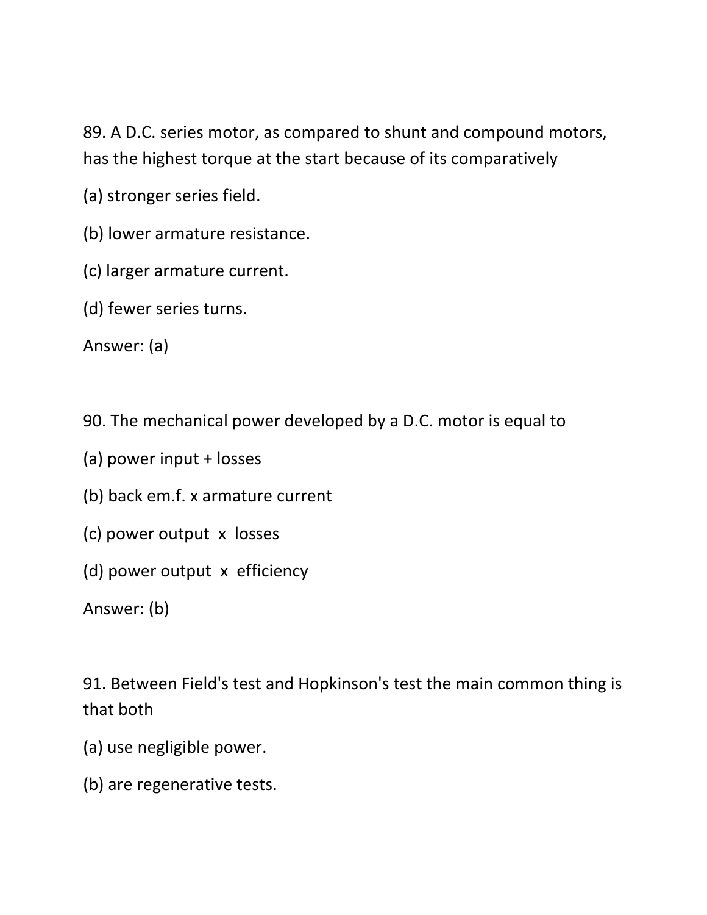89. A D.C. series motor, as compared to shunt and compound motors, has the highest torque at the start because of its comparatively

(a) stronger series field.

(b) lower armature resistance.

(c) larger armature current.

(d) fewer series turns.

Answer: (a)

90. The mechanical power developed by a D.C. motor is equal to

(a) power input + losses

(b) back em.f. x armature current

(c) power output x losses

(d) power output x efficiency

Answer: (b)

91. Between Field's test and Hopkinson's test the main common thing is that both

(a) use negligible power.

(b) are regenerative tests.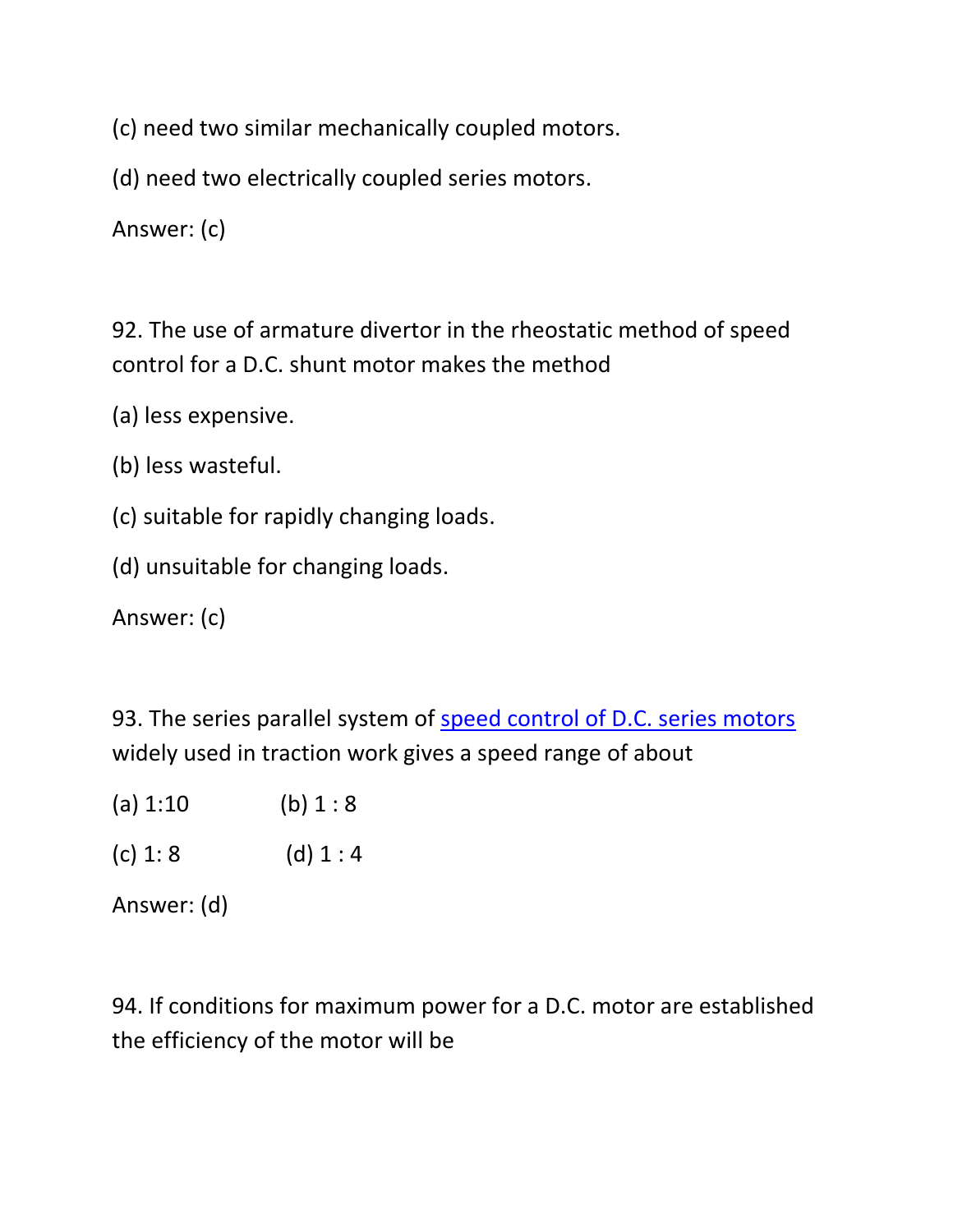(c) need two similar mechanically coupled motors.

(d) need two electrically coupled series motors.

Answer: (c)

92. The use of armature divertor in the rheostatic method of speed control for a D.C. shunt motor makes the method

(a) less expensive.

(b) less wasteful.

(c) suitable for rapidly changing loads.

(d) unsuitable for changing loads.

Answer: (c)

93. The series parallel system of speed control of D.C. series motors widely used in traction work gives a speed range of about

(a) 1:10 (b) 1 : 8

(c) 1: 8 (d) 1 : 4

Answer: (d)

94. If conditions for maximum power for a D.C. motor are established the efficiency of the motor will be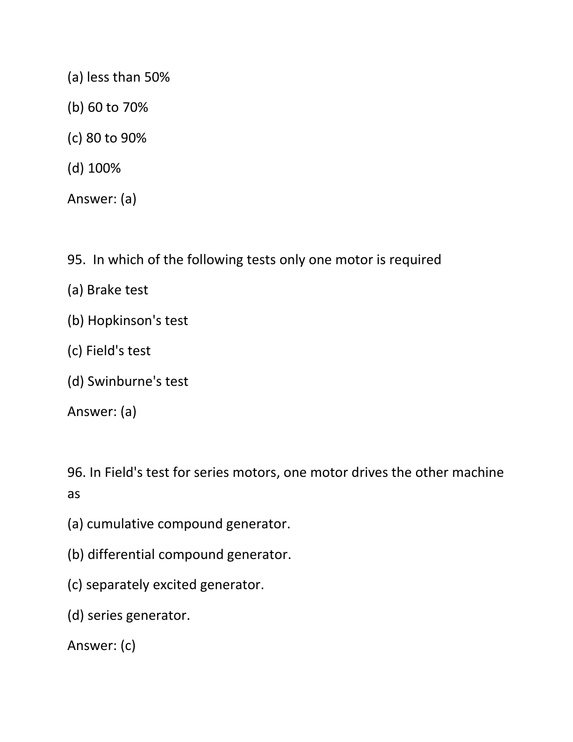(a) less than 50%

(b) 60 to 70%

(c) 80 to 90%

(d) 100%

Answer: (a)

95. In which of the following tests only one motor is required

(a) Brake test

(b) Hopkinson's test

(c) Field's test

(d) Swinburne's test

Answer: (a)

96. In Field's test for series motors, one motor drives the other machine as

(a) cumulative compound generator.

(b) differential compound generator.

(c) separately excited generator.

(d) series generator.

Answer: (c)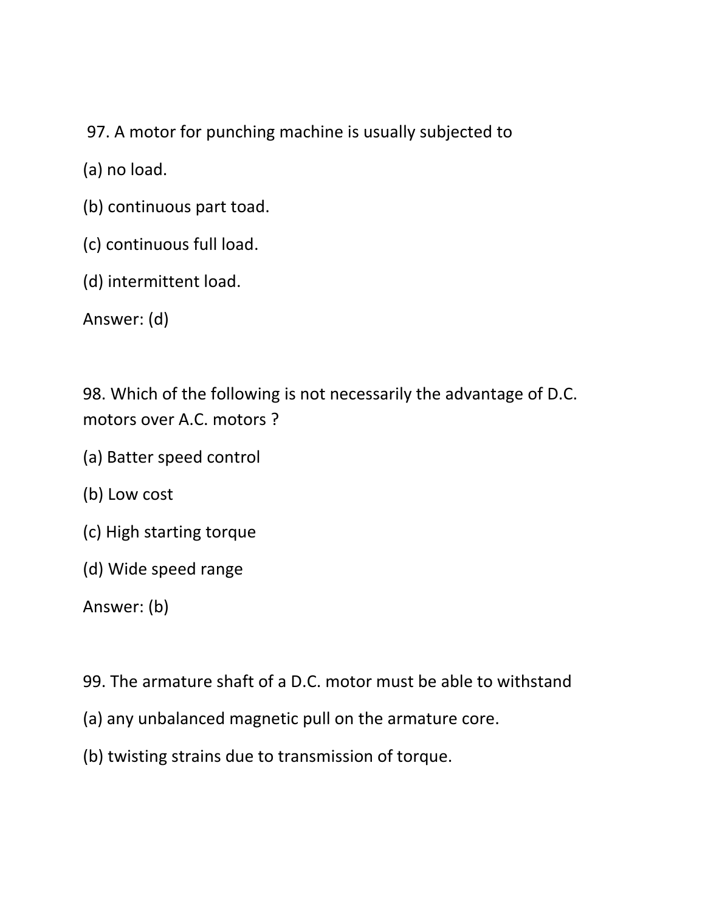97. A motor for punching machine is usually subjected to

(a) no load.

(b) continuous part toad.

(c) continuous full load.

(d) intermittent load.

Answer: (d)

98. Which of the following is not necessarily the advantage of D.C. motors over A.C. motors ?

(a) Batter speed control

(b) Low cost

(c) High starting torque

(d) Wide speed range

Answer: (b)

99. The armature shaft of a D.C. motor must be able to withstand

(a) any unbalanced magnetic pull on the armature core.

(b) twisting strains due to transmission of torque.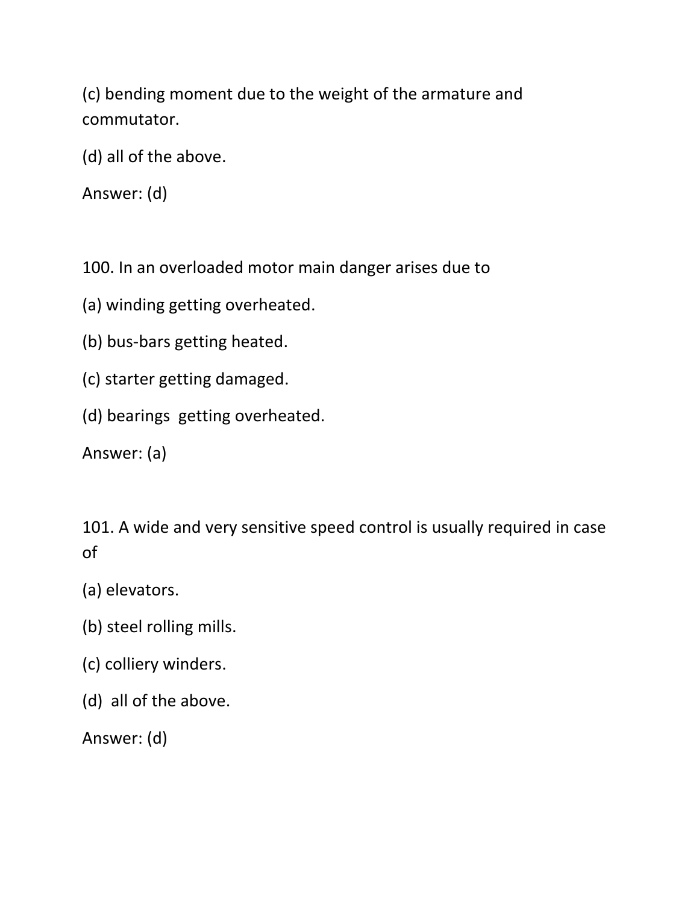(c) bending moment due to the weight of the armature and commutator.

(d) all of the above.

Answer: (d)

100. In an overloaded motor main danger arises due to

(a) winding getting overheated.

(b) bus-bars getting heated.

(c) starter getting damaged.

(d) bearings getting overheated.

Answer: (a)

101. A wide and very sensitive speed control is usually required in case of

(a) elevators.

(b) steel rolling mills.

(c) colliery winders.

(d) all of the above.

Answer: (d)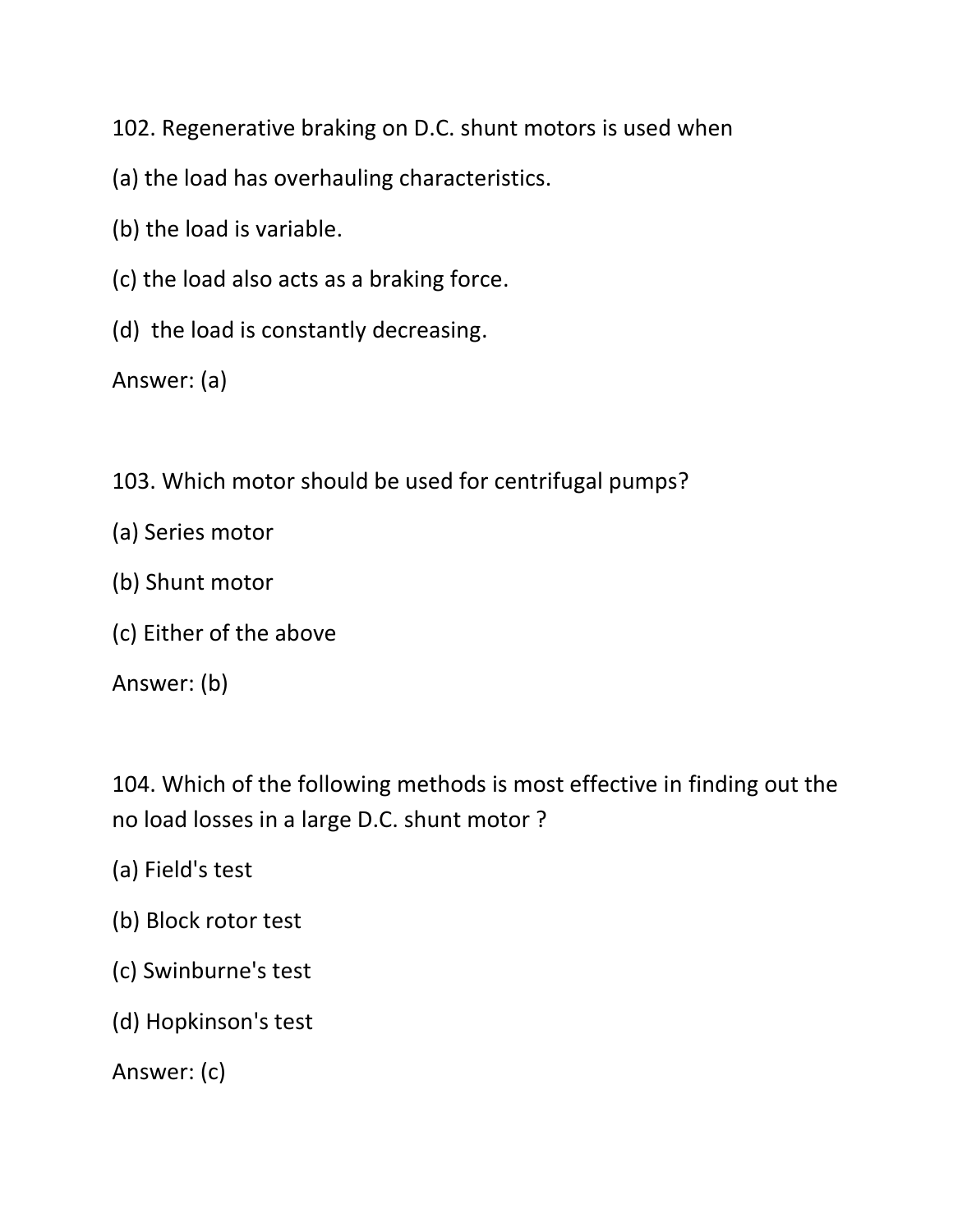102. Regenerative braking on D.C. shunt motors is used when

(a) the load has overhauling characteristics.

(b) the load is variable.

(c) the load also acts as a braking force.

(d) the load is constantly decreasing.

Answer: (a)

103. Which motor should be used for centrifugal pumps?

(a) Series motor

(b) Shunt motor

(c) Either of the above

Answer: (b)

104. Which of the following methods is most effective in finding out the no load losses in a large D.C. shunt motor ?

(a) Field's test

(b) Block rotor test

(c) Swinburne's test

(d) Hopkinson's test

Answer: (c)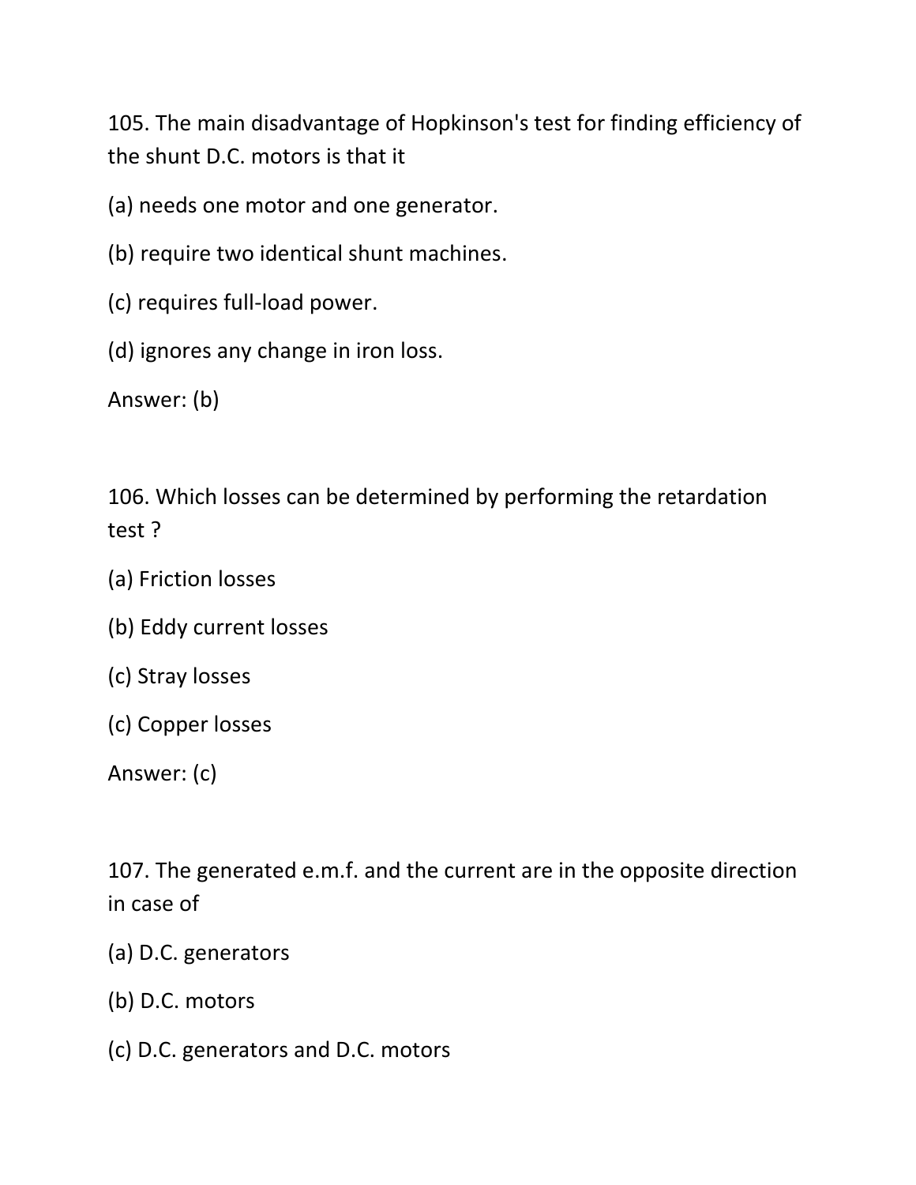105. The main disadvantage of Hopkinson's test for finding efficiency of the shunt D.C. motors is that it

(a) needs one motor and one generator.

(b) require two identical shunt machines.

(c) requires full-load power.

(d) ignores any change in iron loss.

Answer: (b)

106. Which losses can be determined by performing the retardation test ?

(a) Friction losses

(b) Eddy current losses

(c) Stray losses

(c) Copper losses

Answer: (c)

107. The generated e.m.f. and the current are in the opposite direction in case of

(a) D.C. generators

(b) D.C. motors

(c) D.C. generators and D.C. motors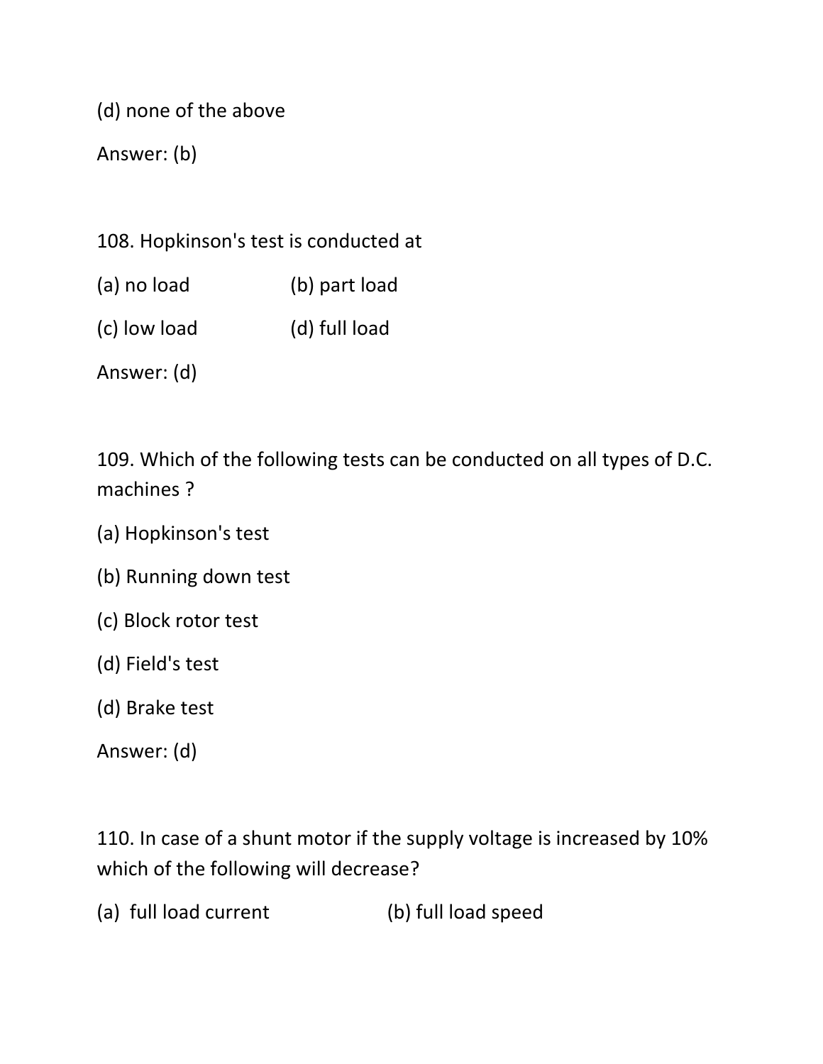(d) none of the above

Answer: (b)

108. Hopkinson's test is conducted at

(a) no load (b) part load

(c) low load (d) full load

Answer: (d)

109. Which of the following tests can be conducted on all types of D.C. machines ?

(a) Hopkinson's test

(b) Running down test

(c) Block rotor test

(d) Field's test

(d) Brake test

Answer: (d)

110. In case of a shunt motor if the supply voltage is increased by 10% which of the following will decrease?

(a) full load current (b) full load speed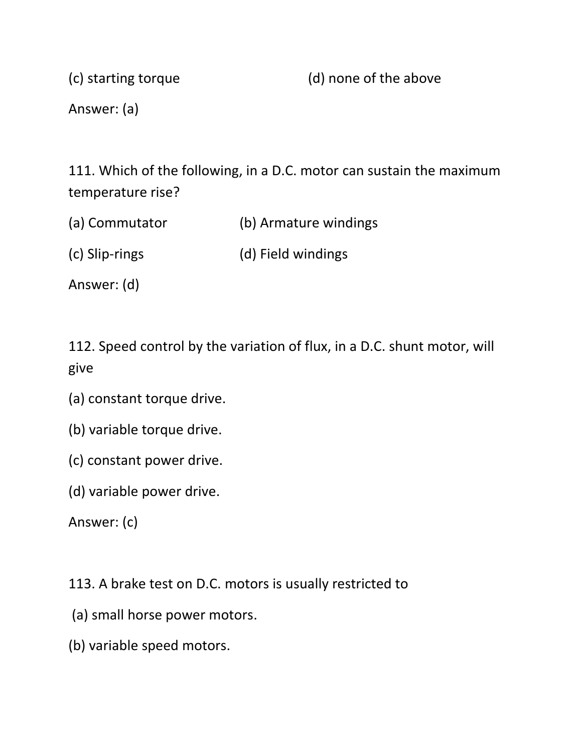(c) starting torque (d) none of the above

Answer: (a)

111. Which of the following, in a D.C. motor can sustain the maximum temperature rise?

(a) Commutator (b) Armature windings

(c) Slip-rings (d) Field windings

Answer: (d)

112. Speed control by the variation of flux, in a D.C. shunt motor, will give

(a) constant torque drive.

(b) variable torque drive.

(c) constant power drive.

(d) variable power drive.

Answer: (c)

113. A brake test on D.C. motors is usually restricted to

(a) small horse power motors.

(b) variable speed motors.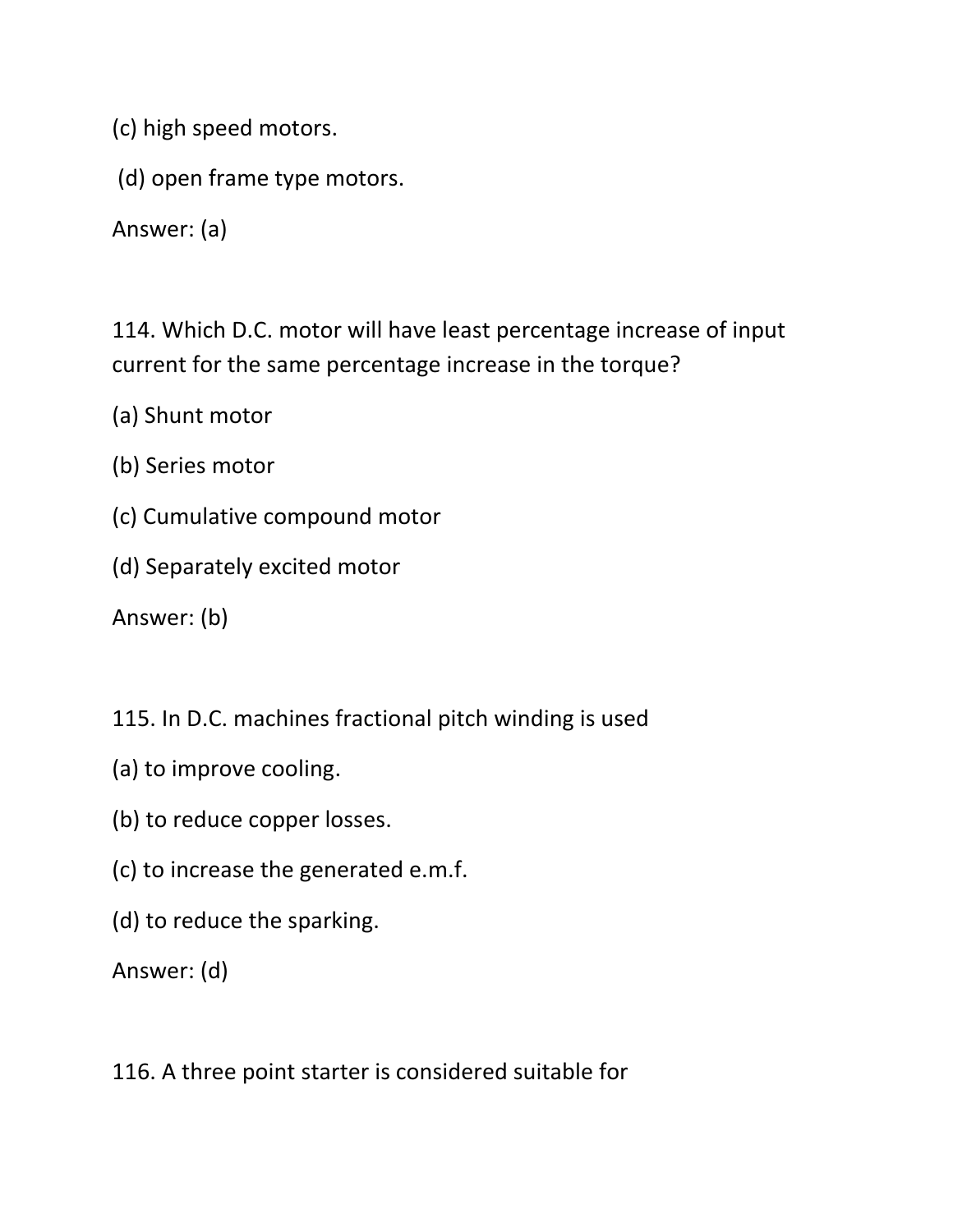(c) high speed motors.

(d) open frame type motors.

Answer: (a)

114. Which D.C. motor will have least percentage increase of input current for the same percentage increase in the torque?

(a) Shunt motor

(b) Series motor

(c) Cumulative compound motor

(d) Separately excited motor

Answer: (b)

115. In D.C. machines fractional pitch winding is used

(a) to improve cooling.

(b) to reduce copper losses.

(c) to increase the generated e.m.f.

(d) to reduce the sparking.

Answer: (d)

116. A three point starter is considered suitable for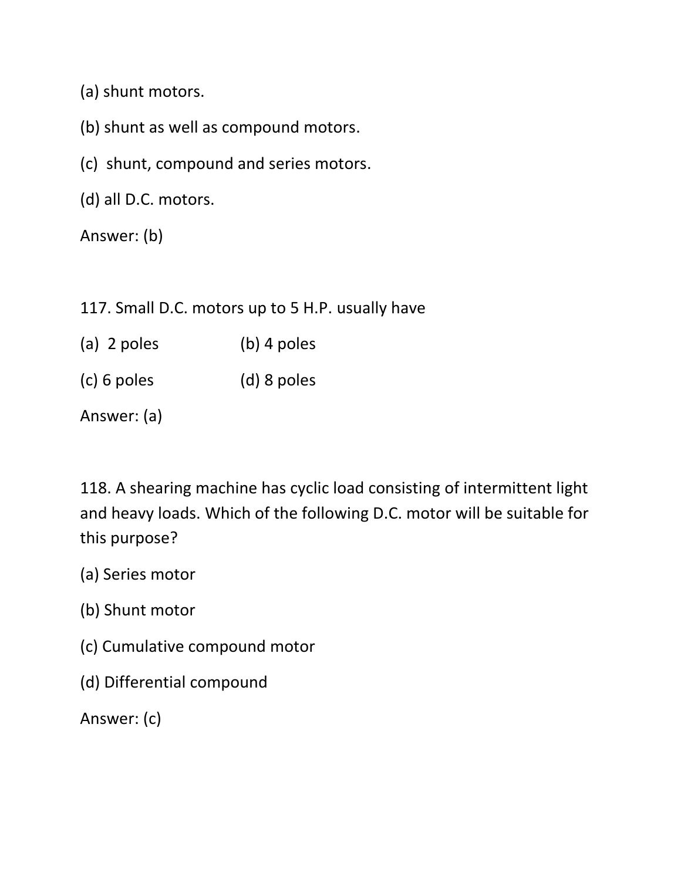(a) shunt motors.

(b) shunt as well as compound motors.

(c) shunt, compound and series motors.

(d) all D.C. motors.

Answer: (b)

117. Small D.C. motors up to 5 H.P. usually have

(a) 2 poles (b) 4 poles

(c) 6 poles (d) 8 poles

Answer: (a)

118. A shearing machine has cyclic load consisting of intermittent light and heavy loads. Which of the following D.C. motor will be suitable for this purpose?

(a) Series motor

(b) Shunt motor

(c) Cumulative compound motor

(d) Differential compound

Answer: (c)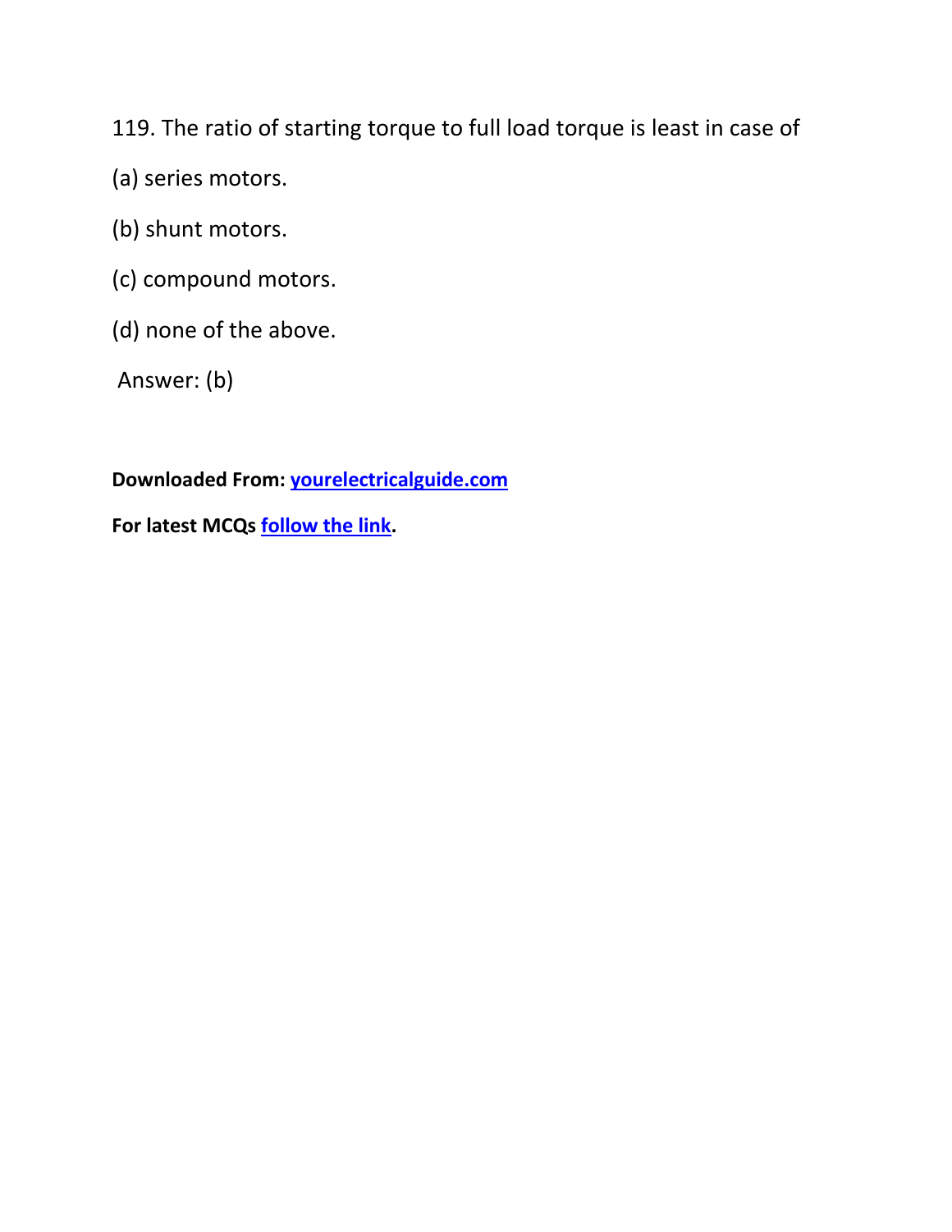119. The ratio of starting torque to full load torque is least in case of

(a) series motors.

(b) shunt motors.

(c) compound motors.

(d) none of the above.

Answer: (b)

**Downloaded From: yourelectricalguide.com**

**For latest MCQs follow the link.**